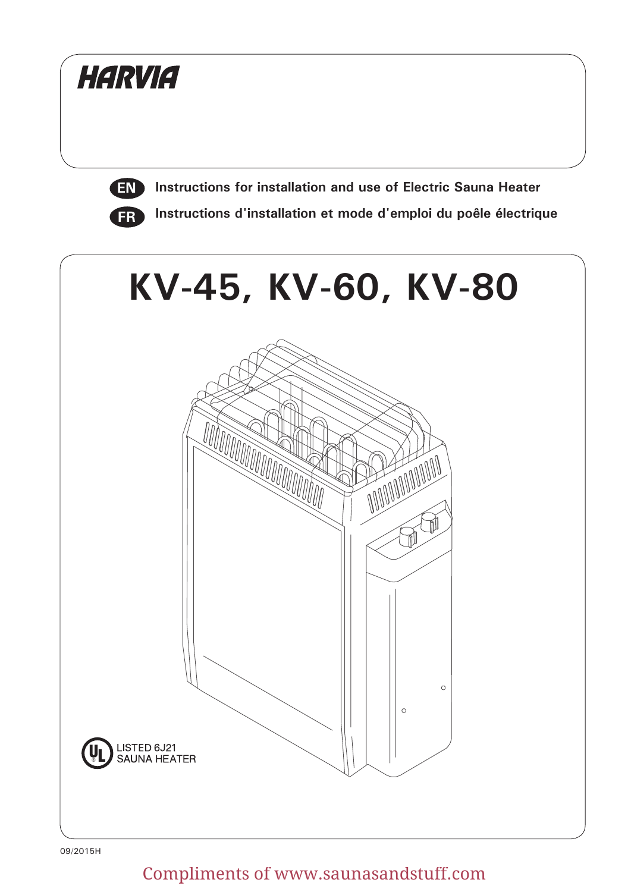HARVIA

**EN** Instructions for installation and use of Electric Sauna Heater

**FR** Instructions d'installation et mode d'emploi du poêle électrique

# KV-45, KV-60, KV-80

LISTED 6J21
SAUNA HEATER

09/2015H

Compliments of www.saunasandstuff.com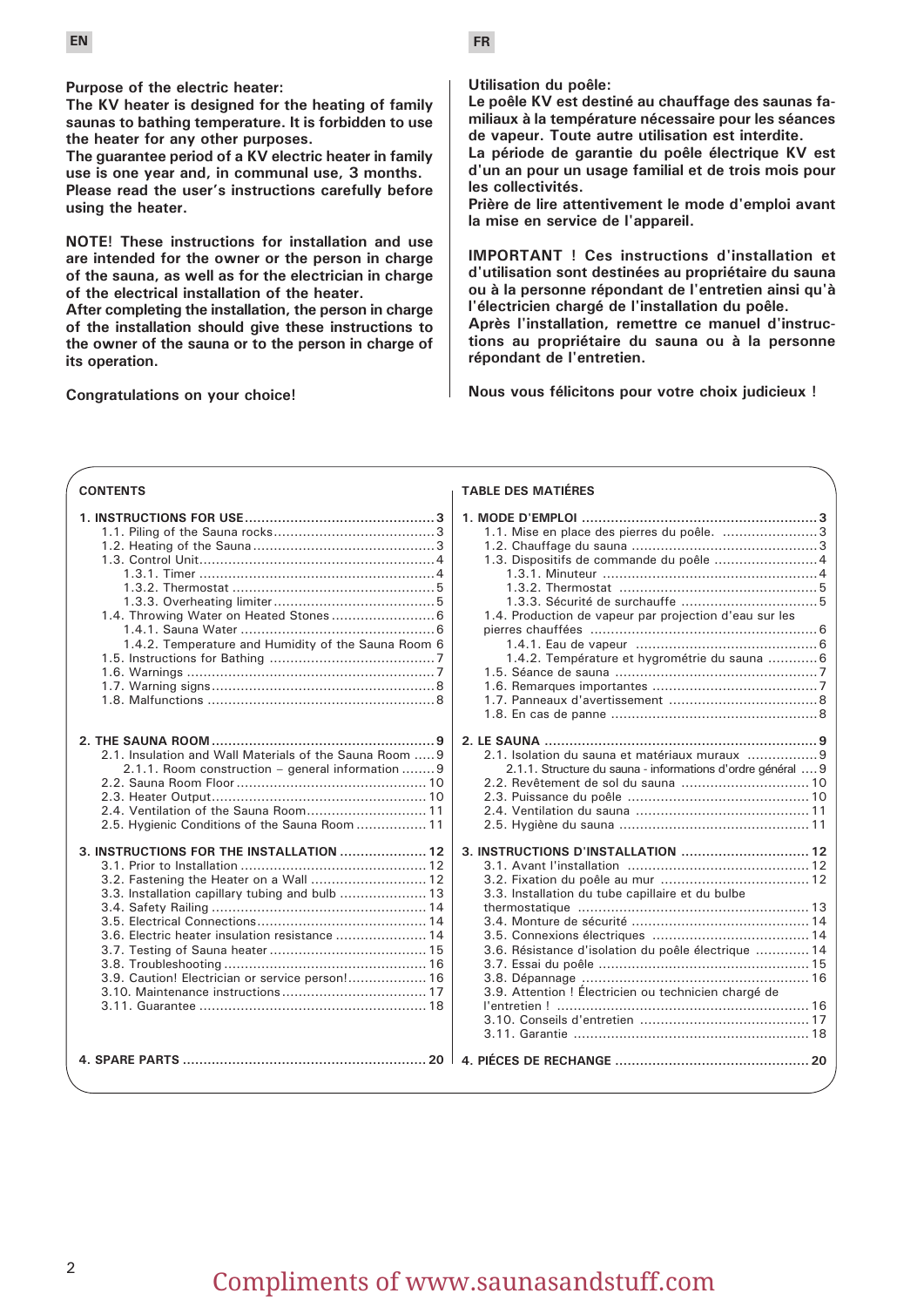EN

**Purpose of the electric heater:**
**The KV heater is designed for the heating of family saunas to bathing temperature. It is forbidden to use the heater for any other purposes.**
**The guarantee period of a KV electric heater in family use is one year and, in communal use, 3 months.**
**Please read the user's instructions carefully before using the heater.**

**NOTE! These instructions for installation and use are intended for the owner or the person in charge of the sauna, as well as for the electrician in charge of the electrical installation of the heater.**
**After completing the installation, the person in charge of the installation should give these instructions to the owner of the sauna or to the person in charge of its operation.**

**Congratulations on your choice!**

FR

**Utilisation du poêle:**
**Le poêle KV est destiné au chauffage des saunas familiaux à la température nécessaire pour les séances de vapeur. Toute autre utilisation est interdite.**
**La période de garantie du poêle électrique KV est d'un an pour un usage familial et de trois mois pour les collectivités.**
**Prière de lire attentivement le mode d'emploi avant la mise en service de l'appareil.**

**IMPORTANT ! Ces instructions d'installation et d'utilisation sont destinées au propriétaire du sauna ou à la personne répondant de l'entretien ainsi qu'à l'électricien chargé de l'installation du poêle.**
**Après l'installation, remettre ce manuel d'instructions au propriétaire du sauna ou à la personne répondant de l'entretien.**

**Nous vous félicitons pour votre choix judicieux !**

## CONTENTS

**1. INSTRUCTIONS FOR USE** ..... 3
- 1.1. Piling of the Sauna rocks ..... 3
- 1.2. Heating of the Sauna ..... 3
- 1.3. Control Unit ..... 4
  - 1.3.1. Timer ..... 4
  - 1.3.2. Thermostat ..... 5
  - 1.3.3. Overheating limiter ..... 5
- 1.4. Throwing Water on Heated Stones ..... 6
  - 1.4.1. Sauna Water ..... 6
  - 1.4.2. Temperature and Humidity of the Sauna Room ..... 6
- 1.5. Instructions for Bathing ..... 7
- 1.6. Warnings ..... 7
- 1.7. Warning signs ..... 8
- 1.8. Malfunctions ..... 8

**2. THE SAUNA ROOM** ..... 9
- 2.1. Insulation and Wall Materials of the Sauna Room ..... 9
  - 2.1.1. Room construction – general information ..... 9
- 2.2. Sauna Room Floor ..... 10
- 2.3. Heater Output ..... 10
- 2.4. Ventilation of the Sauna Room ..... 11
- 2.5. Hygienic Conditions of the Sauna Room ..... 11

**3. INSTRUCTIONS FOR THE INSTALLATION** ..... 12
- 3.1. Prior to Installation ..... 12
- 3.2. Fastening the Heater on a Wall ..... 12
- 3.3. Installation capillary tubing and bulb ..... 13
- 3.4. Safety Railing ..... 14
- 3.5. Electrical Connections ..... 14
- 3.6. Electric heater insulation resistance ..... 14
- 3.7. Testing of Sauna heater ..... 15
- 3.8. Troubleshooting ..... 16
- 3.9. Caution! Electrician or service person! ..... 16
- 3.10. Maintenance instructions ..... 17
- 3.11. Guarantee ..... 18

**4. SPARE PARTS** ..... 20

## TABLE DES MATIÉRES

**1. MODE D'EMPLOI** ..... 3
- 1.1. Mise en place des pierres du poêle. ..... 3
- 1.2. Chauffage du sauna ..... 3
- 1.3. Dispositifs de commande du poêle ..... 4
  - 1.3.1. Minuteur ..... 4
  - 1.3.2. Thermostat ..... 5
  - 1.3.3. Sécurité de surchauffe ..... 5
- 1.4. Production de vapeur par projection d'eau sur les pierres chauffées ..... 6
  - 1.4.1. Eau de vapeur ..... 6
  - 1.4.2. Température et hygrométrie du sauna ..... 6
- 1.5. Séance de sauna ..... 7
- 1.6. Remarques importantes ..... 7
- 1.7. Panneaux d'avertissement ..... 8
- 1.8. En cas de panne ..... 8

**2. LE SAUNA** ..... 9
- 2.1. Isolation du sauna et matériaux muraux ..... 9
  - 2.1.1. Structure du sauna - informations d'ordre général ..... 9
- 2.2. Revêtement de sol du sauna ..... 10
- 2.3. Puissance du poêle ..... 10
- 2.4. Ventilation du sauna ..... 11
- 2.5. Hygiène du sauna ..... 11

**3. INSTRUCTIONS D'INSTALLATION** ..... 12
- 3.1. Avant l'installation ..... 12
- 3.2. Fixation du poêle au mur ..... 12
- 3.3. Installation du tube capillaire et du bulbe thermostatique ..... 13
- 3.4. Monture de sécurité ..... 14
- 3.5. Connexions électriques ..... 14
- 3.6. Résistance d'isolation du poêle électrique ..... 14
- 3.7. Essai du poêle ..... 15
- 3.8. Dépannage ..... 16
- 3.9. Attention ! Électricien ou technicien chargé de l'entretien ! ..... 16
- 3.10. Conseils d'entretien ..... 17
- 3.11. Garantie ..... 18

**4. PIÉCES DE RECHANGE** ..... 20

Compliments of www.saunasandstuff.com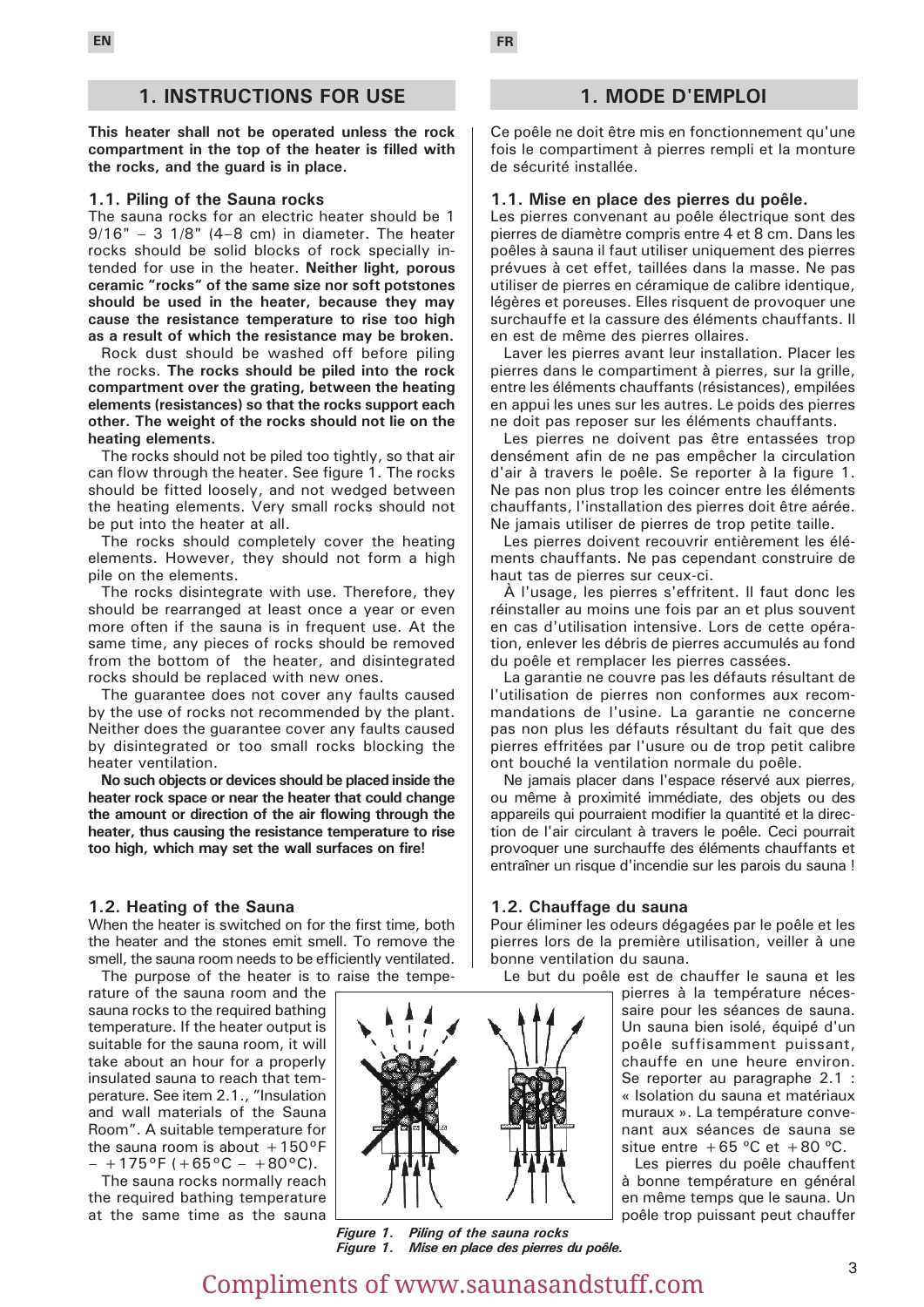EN

# 1. INSTRUCTIONS FOR USE

**This heater shall not be operated unless the rock compartment in the top of the heater is filled with the rocks, and the guard is in place.**

## 1.1. Piling of the Sauna rocks

The sauna rocks for an electric heater should be 1 9/16" – 3 1/8" (4–8 cm) in diameter. The heater rocks should be solid blocks of rock specially intended for use in the heater. **Neither light, porous ceramic "rocks" of the same size nor soft potstones should be used in the heater, because they may cause the resistance temperature to rise too high as a result of which the resistance may be broken.**

Rock dust should be washed off before piling the rocks. **The rocks should be piled into the rock compartment over the grating, between the heating elements (resistances) so that the rocks support each other. The weight of the rocks should not lie on the heating elements.**

The rocks should not be piled too tightly, so that air can flow through the heater. See figure 1. The rocks should be fitted loosely, and not wedged between the heating elements. Very small rocks should not be put into the heater at all.

The rocks should completely cover the heating elements. However, they should not form a high pile on the elements.

The rocks disintegrate with use. Therefore, they should be rearranged at least once a year or even more often if the sauna is in frequent use. At the same time, any pieces of rocks should be removed from the bottom of the heater, and disintegrated rocks should be replaced with new ones.

The guarantee does not cover any faults caused by the use of rocks not recommended by the plant. Neither does the guarantee cover any faults caused by disintegrated or too small rocks blocking the heater ventilation.

**No such objects or devices should be placed inside the heater rock space or near the heater that could change the amount or direction of the air flowing through the heater, thus causing the resistance temperature to rise too high, which may set the wall surfaces on fire!**

## 1.2. Heating of the Sauna

When the heater is switched on for the first time, both the heater and the stones emit smell. To remove the smell, the sauna room needs to be efficiently ventilated.

The purpose of the heater is to raise the temperature of the sauna room and the sauna rocks to the required bathing temperature. If the heater output is suitable for the sauna room, it will take about an hour for a properly insulated sauna to reach that temperature. See item 2.1., "Insulation and wall materials of the Sauna Room". A suitable temperature for the sauna room is about +150°F – +175°F (+65°C – +80°C).

The sauna rocks normally reach the required bathing temperature at the same time as the sauna

*Figure 1. Piling of the sauna rocks*
*Figure 1. Mise en place des pierres du poêle.*

FR

# 1. MODE D'EMPLOI

Ce poêle ne doit être mis en fonctionnement qu'une fois le compartiment à pierres rempli et la monture de sécurité installée.

## 1.1. Mise en place des pierres du poêle.

Les pierres convenant au poêle électrique sont des pierres de diamètre compris entre 4 et 8 cm. Dans les poêles à sauna il faut utiliser uniquement des pierres prévues à cet effet, taillées dans la masse. Ne pas utiliser de pierres en céramique de calibre identique, légères et poreuses. Elles risquent de provoquer une surchauffe et la cassure des éléments chauffants. Il en est de même des pierres ollaires.

Laver les pierres avant leur installation. Placer les pierres dans le compartiment à pierres, sur la grille, entre les éléments chauffants (résistances), empilées en appui les unes sur les autres. Le poids des pierres ne doit pas reposer sur les éléments chauffants.

Les pierres ne doivent pas être entassées trop densément afin de ne pas empêcher la circulation d'air à travers le poêle. Se reporter à la figure 1. Ne pas non plus trop les coincer entre les éléments chauffants, l'installation des pierres doit être aérée. Ne jamais utiliser de pierres de trop petite taille.

Les pierres doivent recouvrir entièrement les éléments chauffants. Ne pas cependant construire de haut tas de pierres sur ceux-ci.

À l'usage, les pierres s'effritent. Il faut donc les réinstaller au moins une fois par an et plus souvent en cas d'utilisation intensive. Lors de cette opération, enlever les débris de pierres accumulés au fond du poêle et remplacer les pierres cassées.

La garantie ne couvre pas les défauts résultant de l'utilisation de pierres non conformes aux recommandations de l'usine. La garantie ne concerne pas non plus les défauts résultant du fait que des pierres effritées par l'usure ou de trop petit calibre ont bouché la ventilation normale du poêle.

Ne jamais placer dans l'espace réservé aux pierres, ou même à proximité immédiate, des objets ou des appareils qui pourraient modifier la quantité et la direction de l'air circulant à travers le poêle. Ceci pourrait provoquer une surchauffe des éléments chauffants et entraîner un risque d'incendie sur les parois du sauna !

## 1.2. Chauffage du sauna

Pour éliminer les odeurs dégagées par le poêle et les pierres lors de la première utilisation, veiller à une bonne ventilation du sauna.

Le but du poêle est de chauffer le sauna et les pierres à la température nécessaire pour les séances de sauna. Un sauna bien isolé, équipé d'un poêle suffisamment puissant, chauffe en une heure environ. Se reporter au paragraphe 2.1 : « Isolation du sauna et matériaux muraux ». La température convenant aux séances de sauna se situe entre +65 ºC et +80 ºC.

Les pierres du poêle chauffent à bonne température en général en même temps que le sauna. Un poêle trop puissant peut chauffer

Compliments of www.saunasandstuff.com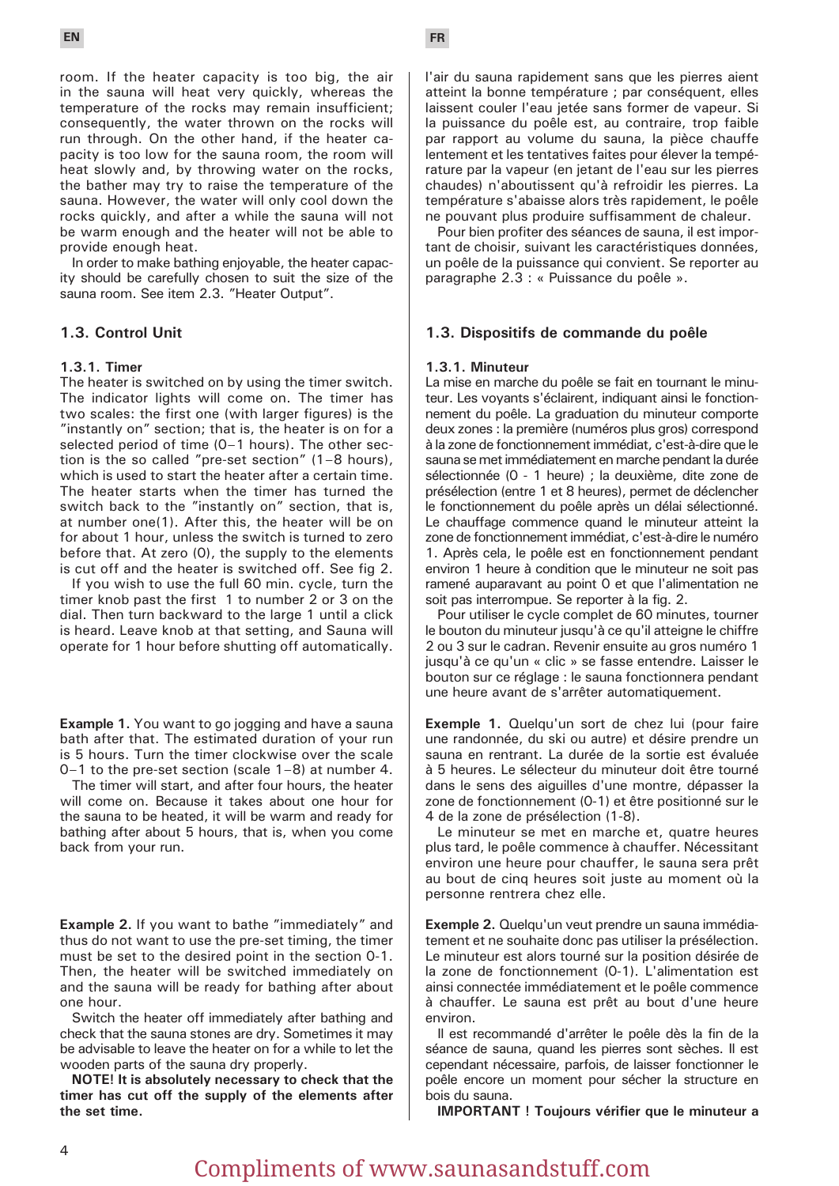room. If the heater capacity is too big, the air in the sauna will heat very quickly, whereas the temperature of the rocks may remain insufficient; consequently, the water thrown on the rocks will run through. On the other hand, if the heater capacity is too low for the sauna room, the room will heat slowly and, by throwing water on the rocks, the bather may try to raise the temperature of the sauna. However, the water will only cool down the rocks quickly, and after a while the sauna will not be warm enough and the heater will not be able to provide enough heat.

In order to make bathing enjoyable, the heater capacity should be carefully chosen to suit the size of the sauna room. See item 2.3. "Heater Output".

### 1.3. Control Unit

#### 1.3.1. Timer

The heater is switched on by using the timer switch. The indicator lights will come on. The timer has two scales: the first one (with larger figures) is the "instantly on" section; that is, the heater is on for a selected period of time (0–1 hours). The other section is the so called "pre-set section" (1–8 hours), which is used to start the heater after a certain time. The heater starts when the timer has turned the switch back to the "instantly on" section, that is, at number one(1). After this, the heater will be on for about 1 hour, unless the switch is turned to zero before that. At zero (0), the supply to the elements is cut off and the heater is switched off. See fig 2.

If you wish to use the full 60 min. cycle, turn the timer knob past the first 1 to number 2 or 3 on the dial. Then turn backward to the large 1 until a click is heard. Leave knob at that setting, and Sauna will operate for 1 hour before shutting off automatically.

**Example 1.** You want to go jogging and have a sauna bath after that. The estimated duration of your run is 5 hours. Turn the timer clockwise over the scale 0–1 to the pre-set section (scale 1–8) at number 4.

The timer will start, and after four hours, the heater will come on. Because it takes about one hour for the sauna to be heated, it will be warm and ready for bathing after about 5 hours, that is, when you come back from your run.

**Example 2.** If you want to bathe "immediately" and thus do not want to use the pre-set timing, the timer must be set to the desired point in the section 0-1. Then, the heater will be switched immediately on and the sauna will be ready for bathing after about one hour.

Switch the heater off immediately after bathing and check that the sauna stones are dry. Sometimes it may be advisable to leave the heater on for a while to let the wooden parts of the sauna dry properly.

**NOTE! It is absolutely necessary to check that the timer has cut off the supply of the elements after the set time.**

l'air du sauna rapidement sans que les pierres aient atteint la bonne température ; par conséquent, elles laissent couler l'eau jetée sans former de vapeur. Si la puissance du poêle est, au contraire, trop faible par rapport au volume du sauna, la pièce chauffe lentement et les tentatives faites pour élever la température par la vapeur (en jetant de l'eau sur les pierres chaudes) n'aboutissent qu'à refroidir les pierres. La température s'abaisse alors très rapidement, le poêle ne pouvant plus produire suffisamment de chaleur.

Pour bien profiter des séances de sauna, il est important de choisir, suivant les caractéristiques données, un poêle de la puissance qui convient. Se reporter au paragraphe 2.3 : « Puissance du poêle ».

### 1.3. Dispositifs de commande du poêle

#### 1.3.1. Minuteur

La mise en marche du poêle se fait en tournant le minuteur. Les voyants s'éclairent, indiquant ainsi le fonctionnement du poêle. La graduation du minuteur comporte deux zones : la première (numéros plus gros) correspond à la zone de fonctionnement immédiat, c'est-à-dire que le sauna se met immédiatement en marche pendant la durée sélectionnée (0 - 1 heure) ; la deuxième, dite zone de présélection (entre 1 et 8 heures), permet de déclencher le fonctionnement du poêle après un délai sélectionné. Le chauffage commence quand le minuteur atteint la zone de fonctionnement immédiat, c'est-à-dire le numéro 1. Après cela, le poêle est en fonctionnement pendant environ 1 heure à condition que le minuteur ne soit pas ramené auparavant au point 0 et que l'alimentation ne soit pas interrompue. Se reporter à la fig. 2.

Pour utiliser le cycle complet de 60 minutes, tourner le bouton du minuteur jusqu'à ce qu'il atteigne le chiffre 2 ou 3 sur le cadran. Revenir ensuite au gros numéro 1 jusqu'à ce qu'un « clic » se fasse entendre. Laisser le bouton sur ce réglage : le sauna fonctionnera pendant une heure avant de s'arrêter automatiquement.

**Exemple 1.** Quelqu'un sort de chez lui (pour faire une randonnée, du ski ou autre) et désire prendre un sauna en rentrant. La durée de la sortie est évaluée à 5 heures. Le sélecteur du minuteur doit être tourné dans le sens des aiguilles d'une montre, dépasser la zone de fonctionnement (0-1) et être positionné sur le 4 de la zone de présélection (1-8).

Le minuteur se met en marche et, quatre heures plus tard, le poêle commence à chauffer. Nécessitant environ une heure pour chauffer, le sauna sera prêt au bout de cinq heures soit juste au moment où la personne rentrera chez elle.

**Exemple 2.** Quelqu'un veut prendre un sauna immédiatement et ne souhaite donc pas utiliser la présélection. Le minuteur est alors tourné sur la position désirée de la zone de fonctionnement (0-1). L'alimentation est ainsi connectée immédiatement et le poêle commence à chauffer. Le sauna est prêt au bout d'une heure environ.

Il est recommandé d'arrêter le poêle dès la fin de la séance de sauna, quand les pierres sont sèches. Il est cependant nécessaire, parfois, de laisser fonctionner le poêle encore un moment pour sécher la structure en bois du sauna.

**IMPORTANT ! Toujours vérifier que le minuteur a**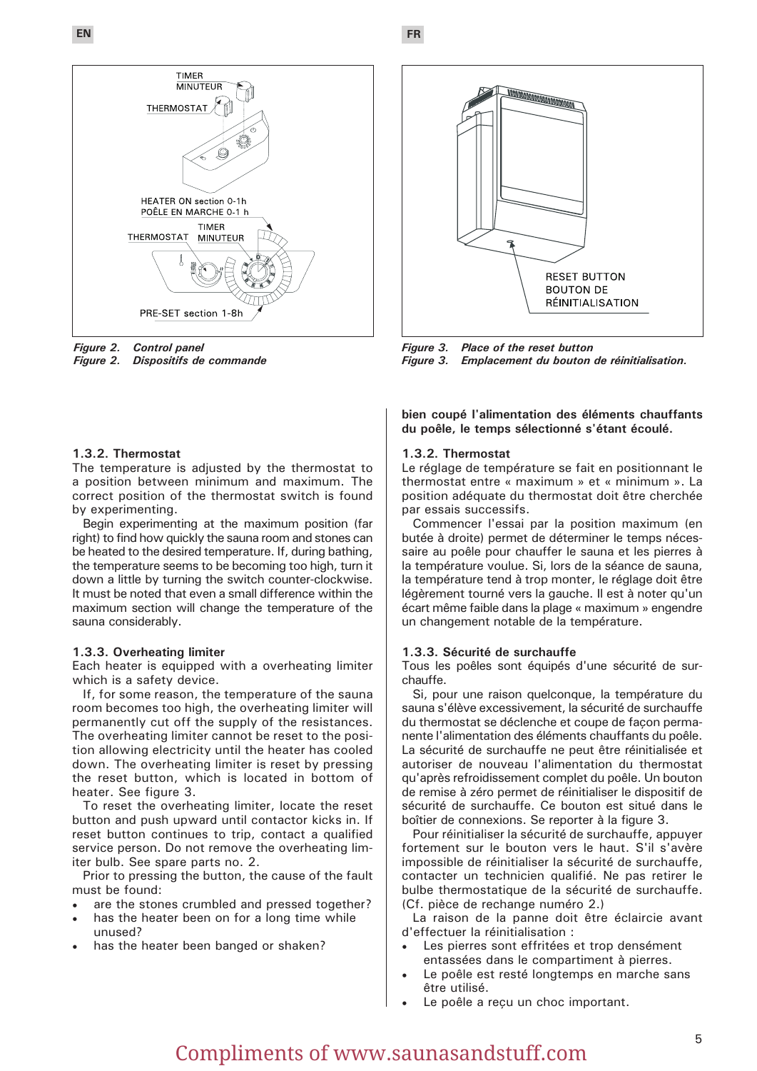Figure 2. *Control panel*
Figure 2. *Dispositifs de commande*

Figure 3. *Place of the reset button*
Figure 3. *Emplacement du bouton de réinitialisation.*

### 1.3.2. Thermostat

The temperature is adjusted by the thermostat to a position between minimum and maximum. The correct position of the thermostat switch is found by experimenting.

Begin experimenting at the maximum position (far right) to find how quickly the sauna room and stones can be heated to the desired temperature. If, during bathing, the temperature seems to be becoming too high, turn it down a little by turning the switch counter-clockwise. It must be noted that even a small difference within the maximum section will change the temperature of the sauna considerably.

### 1.3.3. Overheating limiter

Each heater is equipped with a overheating limiter which is a safety device.

If, for some reason, the temperature of the sauna room becomes too high, the overheating limiter will permanently cut off the supply of the resistances. The overheating limiter cannot be reset to the position allowing electricity until the heater has cooled down. The overheating limiter is reset by pressing the reset button, which is located in bottom of heater. See figure 3.

To reset the overheating limiter, locate the reset button and push upward until contactor kicks in. If reset button continues to trip, contact a qualified service person. Do not remove the overheating limiter bulb. See spare parts no. 2.

Prior to pressing the button, the cause of the fault must be found:

- are the stones crumbled and pressed together?
- has the heater been on for a long time while unused?
- has the heater been banged or shaken?

**bien coupé l'alimentation des éléments chauffants du poêle, le temps sélectionné s'étant écoulé.**

### 1.3.2. Thermostat

Le réglage de température se fait en positionnant le thermostat entre « maximum » et « minimum ». La position adéquate du thermostat doit être cherchée par essais successifs.

Commencer l'essai par la position maximum (en butée à droite) permet de déterminer le temps nécessaire au poêle pour chauffer le sauna et les pierres à la température voulue. Si, lors de la séance de sauna, la température tend à trop monter, le réglage doit être légèrement tourné vers la gauche. Il est à noter qu'un écart même faible dans la plage « maximum » engendre un changement notable de la température.

### 1.3.3. Sécurité de surchauffe

Tous les poêles sont équipés d'une sécurité de surchauffe.

Si, pour une raison quelconque, la température du sauna s'élève excessivement, la sécurité de surchauffe du thermostat se déclenche et coupe de façon permanente l'alimentation des éléments chauffants du poêle. La sécurité de surchauffe ne peut être réinitialisée et autoriser de nouveau l'alimentation du thermostat qu'après refroidissement complet du poêle. Un bouton de remise à zéro permet de réinitialiser le dispositif de sécurité de surchauffe. Ce bouton est situé dans le boîtier de connexions. Se reporter à la figure 3.

Pour réinitialiser la sécurité de surchauffe, appuyer fortement sur le bouton vers le haut. S'il s'avère impossible de réinitialiser la sécurité de surchauffe, contacter un technicien qualifié. Ne pas retirer le bulbe thermostatique de la sécurité de surchauffe. (Cf. pièce de rechange numéro 2.)

La raison de la panne doit être éclaircie avant d'effectuer la réinitialisation :

- Les pierres sont effritées et trop densément entassées dans le compartiment à pierres.
- Le poêle est resté longtemps en marche sans être utilisé.
- Le poêle a reçu un choc important.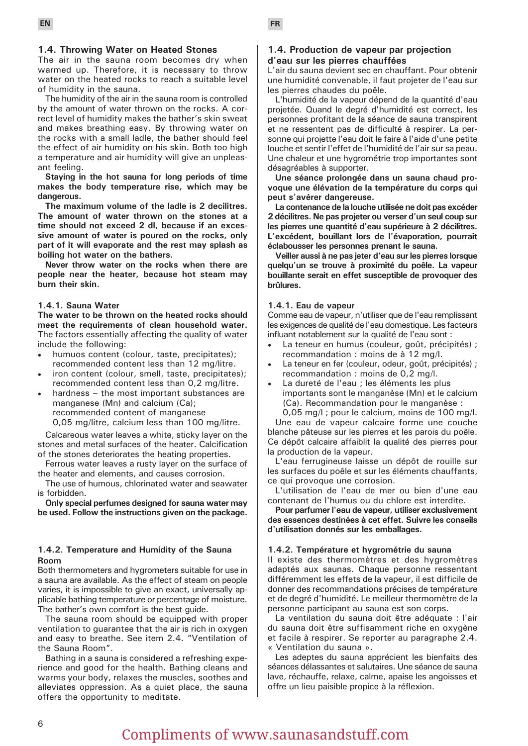## 1.4. Throwing Water on Heated Stones

The air in the sauna room becomes dry when warmed up. Therefore, it is necessary to throw water on the heated rocks to reach a suitable level of humidity in the sauna.

The humidity of the air in the sauna room is controlled by the amount of water thrown on the rocks. A correct level of humidity makes the bather's skin sweat and makes breathing easy. By throwing water on the rocks with a small ladle, the bather should feel the effect of air humidity on his skin. Both too high a temperature and air humidity will give an unpleasant feeling.

**Staying in the hot sauna for long periods of time makes the body temperature rise, which may be dangerous.**

**The maximum volume of the ladle is 2 decilitres. The amount of water thrown on the stones at a time should not exceed 2 dl, because if an excessive amount of water is poured on the rocks, only part of it will evaporate and the rest may splash as boiling hot water on the bathers.**

**Never throw water on the rocks when there are people near the heater, because hot steam may burn their skin.**

### 1.4.1. Sauna Water

**The water to be thrown on the heated rocks should meet the requirements of clean household water.** The factors essentially affecting the quality of water include the following:

- humuos content (colour, taste, precipitates); recommended content less than 12 mg/litre.
- iron content (colour, smell, taste, precipitates); recommended content less than 0,2 mg/litre.
- hardness – the most important substances are manganese (Mn) and calcium (Ca); recommended content of manganese 0,05 mg/litre, calcium less than 100 mg/litre.

Calcareous water leaves a white, sticky layer on the stones and metal surfaces of the heater. Calcification of the stones deteriorates the heating properties.

Ferrous water leaves a rusty layer on the surface of the heater and elements, and causes corrosion.

The use of humous, chlorinated water and seawater is forbidden.

**Only special perfumes designed for sauna water may be used. Follow the instructions given on the package.**

### 1.4.2. Temperature and Humidity of the Sauna Room

Both thermometers and hygrometers suitable for use in a sauna are available. As the effect of steam on people varies, it is impossible to give an exact, universally applicable bathing temperature or percentage of moisture. The bather's own comfort is the best guide.

The sauna room should be equipped with proper ventilation to guarantee that the air is rich in oxygen and easy to breathe. See item 2.4. "Ventilation of the Sauna Room".

Bathing in a sauna is considered a refreshing experience and good for the health. Bathing cleans and warms your body, relaxes the muscles, soothes and alleviates oppression. As a quiet place, the sauna offers the opportunity to meditate.

## 1.4. Production de vapeur par projection d'eau sur les pierres chauffées

L'air du sauna devient sec en chauffant. Pour obtenir une humidité convenable, il faut projeter de l'eau sur les pierres chaudes du poêle.

L'humidité de la vapeur dépend de la quantité d'eau projetée. Quand le degré d'humidité est correct, les personnes profitant de la séance de sauna transpirent et ne ressentent pas de difficulté à respirer. La personne qui projette l'eau doit le faire à l'aide d'une petite louche et sentir l'effet de l'humidité de l'air sur sa peau. Une chaleur et une hygrométrie trop importantes sont désagréables à supporter.

**Une séance prolongée dans un sauna chaud provoque une élévation de la température du corps qui peut s'avérer dangereuse.**

**La contenance de la louche utilisée ne doit pas excéder 2 décilitres. Ne pas projeter ou verser d'un seul coup sur les pierres une quantité d'eau supérieure à 2 décilitres. L'excédent, bouillant lors de l'évaporation, pourrait éclabousser les personnes prenant le sauna.**

**Veiller aussi à ne pas jeter d'eau sur les pierres lorsque quelqu'un se trouve à proximité du poêle. La vapeur bouillante serait en effet susceptible de provoquer des brûlures.**

### 1.4.1. Eau de vapeur

Comme eau de vapeur, n'utiliser que de l'eau remplissant les exigences de qualité de l'eau domestique. Les facteurs influant notablement sur la qualité de l'eau sont :

- La teneur en humus (couleur, goût, précipités) ; recommandation : moins de à 12 mg/l.
- La teneur en fer (couleur, odeur, goût, précipités) ; recommandation : moins de 0,2 mg/l.
- La dureté de l'eau ; les éléments les plus importants sont le manganèse (Mn) et le calcium (Ca). Recommandation pour le manganèse : 0,05 mg/l ; pour le calcium, moins de 100 mg/l.

Une eau de vapeur calcaire forme une couche blanche pâteuse sur les pierres et les parois du poêle. Ce dépôt calcaire affaiblit la qualité des pierres pour la production de la vapeur.

L'eau ferrugineuse laisse un dépôt de rouille sur les surfaces du poêle et sur les éléments chauffants, ce qui provoque une corrosion.

L'utilisation de l'eau de mer ou bien d'une eau contenant de l'humus ou du chlore est interdite.

**Pour parfumer l'eau de vapeur, utiliser exclusivement des essences destinées à cet effet. Suivre les conseils d'utilisation donnés sur les emballages.**

### 1.4.2. Température et hygrométrie du sauna

Il existe des thermomètres et des hygromètres adaptés aux saunas. Chaque personne ressentant différemment les effets de la vapeur, il est difficile de donner des recommandations précises de température et de degré d'humidité. Le meilleur thermomètre de la personne participant au sauna est son corps.

La ventilation du sauna doit être adéquate : l'air du sauna doit être suffisamment riche en oxygène et facile à respirer. Se reporter au paragraphe 2.4. « Ventilation du sauna ».

Les adeptes du sauna apprécient les bienfaits des séances délassantes et salutaires. Une séance de sauna lave, réchauffe, relaxe, calme, apaise les angoisses et offre un lieu paisible propice à la réflexion.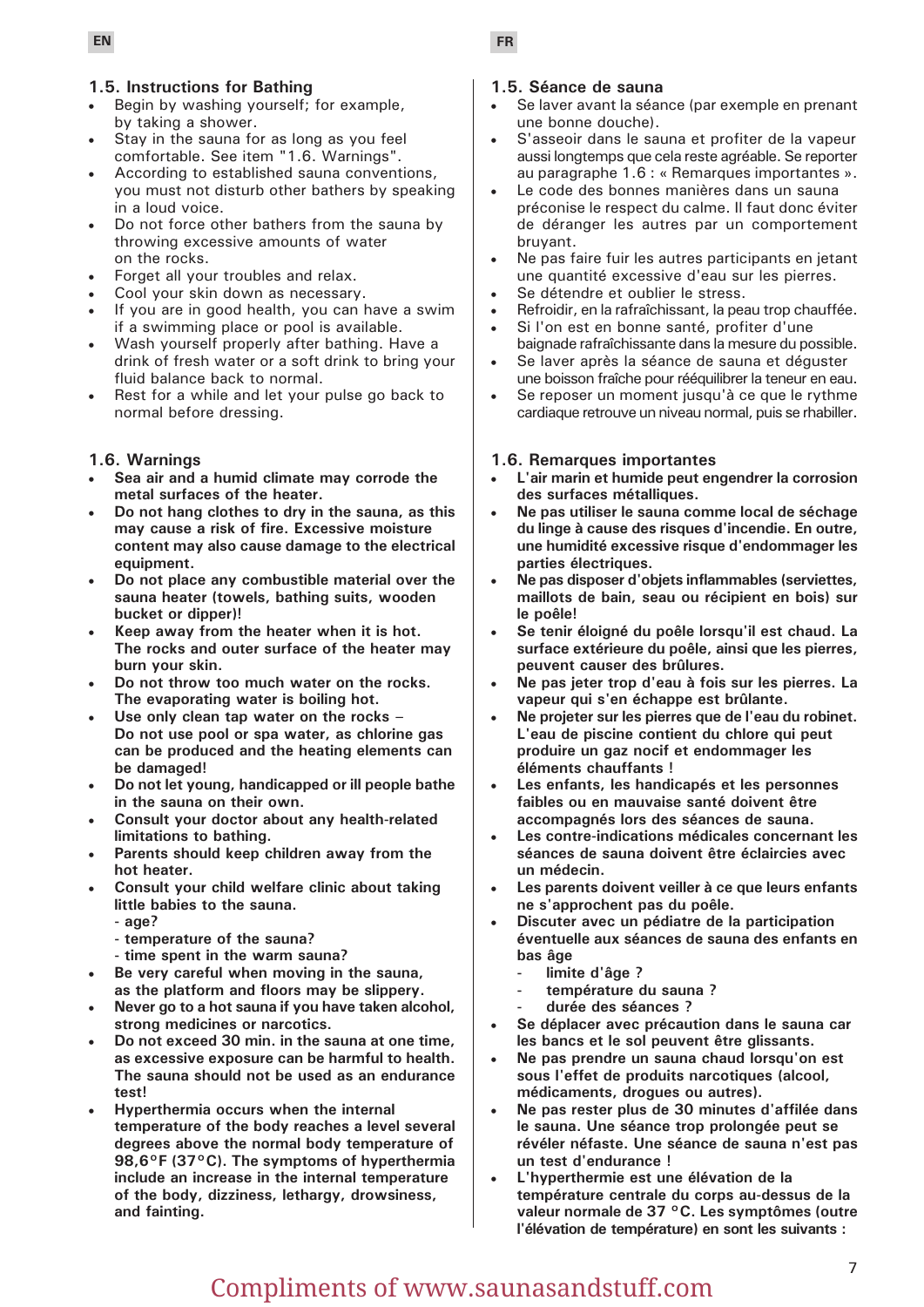## 1.5. Instructions for Bathing

- Begin by washing yourself; for example, by taking a shower.
- Stay in the sauna for as long as you feel comfortable. See item "1.6. Warnings".
- According to established sauna conventions, you must not disturb other bathers by speaking in a loud voice.
- Do not force other bathers from the sauna by throwing excessive amounts of water on the rocks.
- Forget all your troubles and relax.
- Cool your skin down as necessary.
- If you are in good health, you can have a swim if a swimming place or pool is available.
- Wash yourself properly after bathing. Have a drink of fresh water or a soft drink to bring your fluid balance back to normal.
- Rest for a while and let your pulse go back to normal before dressing.

## 1.6. Warnings

- **Sea air and a humid climate may corrode the metal surfaces of the heater.**
- **Do not hang clothes to dry in the sauna, as this may cause a risk of fire. Excessive moisture content may also cause damage to the electrical equipment.**
- **Do not place any combustible material over the sauna heater (towels, bathing suits, wooden bucket or dipper)!**
- **Keep away from the heater when it is hot. The rocks and outer surface of the heater may burn your skin.**
- **Do not throw too much water on the rocks. The evaporating water is boiling hot.**
- **Use only clean tap water on the rocks – Do not use pool or spa water, as chlorine gas can be produced and the heating elements can be damaged!**
- **Do not let young, handicapped or ill people bathe in the sauna on their own.**
- **Consult your doctor about any health-related limitations to bathing.**
- **Parents should keep children away from the hot heater.**
- **Consult your child welfare clinic about taking little babies to the sauna.**
  - **age?**
  - **temperature of the sauna?**
  - **time spent in the warm sauna?**
- **Be very careful when moving in the sauna, as the platform and floors may be slippery.**
- **Never go to a hot sauna if you have taken alcohol, strong medicines or narcotics.**
- **Do not exceed 30 min. in the sauna at one time, as excessive exposure can be harmful to health. The sauna should not be used as an endurance test!**
- **Hyperthermia occurs when the internal temperature of the body reaches a level several degrees above the normal body temperature of 98,6°F (37°C). The symptoms of hyperthermia include an increase in the internal temperature of the body, dizziness, lethargy, drowsiness, and fainting.**

## 1.5. Séance de sauna

- Se laver avant la séance (par exemple en prenant une bonne douche).
- S'asseoir dans le sauna et profiter de la vapeur aussi longtemps que cela reste agréable. Se reporter au paragraphe 1.6 : « Remarques importantes ».
- Le code des bonnes manières dans un sauna préconise le respect du calme. Il faut donc éviter de déranger les autres par un comportement bruyant.
- Ne pas faire fuir les autres participants en jetant une quantité excessive d'eau sur les pierres.
- Se détendre et oublier le stress.
- Refroidir, en la rafraîchissant, la peau trop chauffée.
- Si l'on est en bonne santé, profiter d'une baignade rafraîchissante dans la mesure du possible.
- Se laver après la séance de sauna et déguster une boisson fraîche pour rééquilibrer la teneur en eau.
- Se reposer un moment jusqu'à ce que le rythme cardiaque retrouve un niveau normal, puis se rhabiller.

## 1.6. Remarques importantes

- **L'air marin et humide peut engendrer la corrosion des surfaces métalliques.**
- **Ne pas utiliser le sauna comme local de séchage du linge à cause des risques d'incendie. En outre, une humidité excessive risque d'endommager les parties électriques.**
- **Ne pas disposer d'objets inflammables (serviettes, maillots de bain, seau ou récipient en bois) sur le poêle!**
- **Se tenir éloigné du poêle lorsqu'il est chaud. La surface extérieure du poêle, ainsi que les pierres, peuvent causer des brûlures.**
- **Ne pas jeter trop d'eau à fois sur les pierres. La vapeur qui s'en échappe est brûlante.**
- **Ne projeter sur les pierres que de l'eau du robinet. L'eau de piscine contient du chlore qui peut produire un gaz nocif et endommager les éléments chauffants !**
- **Les enfants, les handicapés et les personnes faibles ou en mauvaise santé doivent être accompagnés lors des séances de sauna.**
- **Les contre-indications médicales concernant les séances de sauna doivent être éclaircies avec un médecin.**
- **Les parents doivent veiller à ce que leurs enfants ne s'approchent pas du poêle.**
- **Discuter avec un pédiatre de la participation éventuelle aux séances de sauna des enfants en bas âge**
  - **limite d'âge ?**
  - **température du sauna ?**
  - **durée des séances ?**
- **Se déplacer avec précaution dans le sauna car les bancs et le sol peuvent être glissants.**
- **Ne pas prendre un sauna chaud lorsqu'on est sous l'effet de produits narcotiques (alcool, médicaments, drogues ou autres).**
- **Ne pas rester plus de 30 minutes d'affilée dans le sauna. Une séance trop prolongée peut se révéler néfaste. Une séance de sauna n'est pas un test d'endurance !**
- **L'hyperthermie est une élévation de la température centrale du corps au-dessus de la valeur normale de 37 °C. Les symptômes (outre l'élévation de température) en sont les suivants :**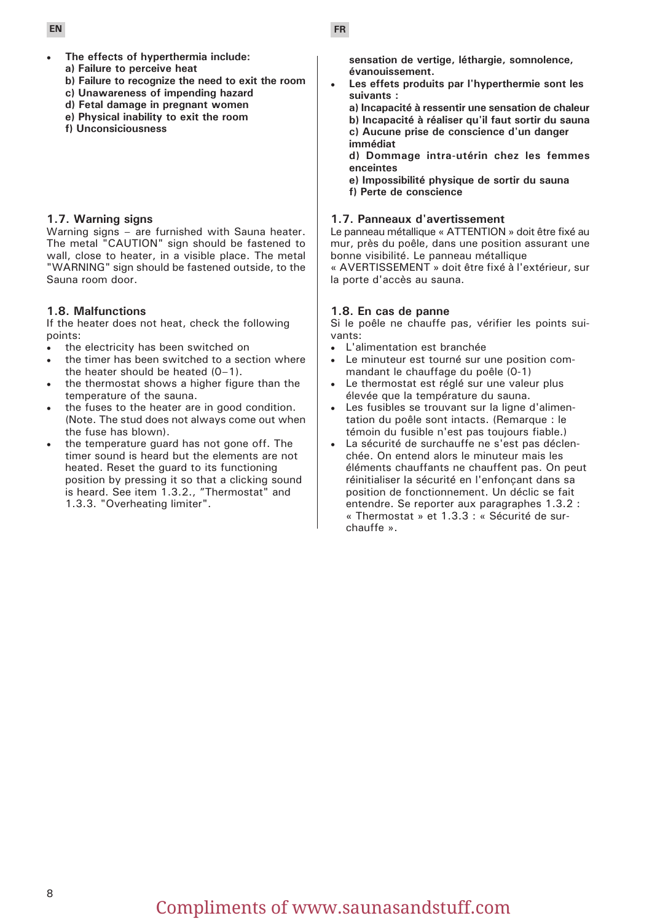EN

- **The effects of hyperthermia include:**
  **a) Failure to perceive heat**
  **b) Failure to recognize the need to exit the room**
  **c) Unawareness of impending hazard**
  **d) Fetal damage in pregnant women**
  **e) Physical inability to exit the room**
  **f) Unconsiciousness**

## 1.7. Warning signs

Warning signs – are furnished with Sauna heater. The metal "CAUTION" sign should be fastened to wall, close to heater, in a visible place. The metal "WARNING" sign should be fastened outside, to the Sauna room door.

## 1.8. Malfunctions

If the heater does not heat, check the following points:

- the electricity has been switched on
- the timer has been switched to a section where the heater should be heated (0–1).
- the thermostat shows a higher figure than the temperature of the sauna.
- the fuses to the heater are in good condition. (Note. The stud does not always come out when the fuse has blown).
- the temperature guard has not gone off. The timer sound is heard but the elements are not heated. Reset the guard to its functioning position by pressing it so that a clicking sound is heard. See item 1.3.2., "Thermostat" and 1.3.3. "Overheating limiter".

FR

**sensation de vertige, léthargie, somnolence, évanouissement.**

- **Les effets produits par l'hyperthermie sont les suivants :**
  **a) Incapacité à ressentir une sensation de chaleur**
  **b) Incapacité à réaliser qu'il faut sortir du sauna**
  **c) Aucune prise de conscience d'un danger immédiat**
  **d) Dommage intra-utérin chez les femmes enceintes**
  **e) Impossibilité physique de sortir du sauna**
  **f) Perte de conscience**

## 1.7. Panneaux d'avertissement

Le panneau métallique « ATTENTION » doit être fixé au mur, près du poêle, dans une position assurant une bonne visibilité. Le panneau métallique « AVERTISSEMENT » doit être fixé à l'extérieur, sur la porte d'accès au sauna.

## 1.8. En cas de panne

Si le poêle ne chauffe pas, vérifier les points suivants:

- L'alimentation est branchée
- Le minuteur est tourné sur une position commandant le chauffage du poêle (0-1)
- Le thermostat est réglé sur une valeur plus élevée que la température du sauna.
- Les fusibles se trouvant sur la ligne d'alimentation du poêle sont intacts. (Remarque : le témoin du fusible n'est pas toujours fiable.)
- La sécurité de surchauffe ne s'est pas déclenchée. On entend alors le minuteur mais les éléments chauffants ne chauffent pas. On peut réinitialiser la sécurité en l'enfonçant dans sa position de fonctionnement. Un déclic se fait entendre. Se reporter aux paragraphes 1.3.2 : « Thermostat » et 1.3.3 : « Sécurité de surchauffe ».

Compliments of www.saunasandstuff.com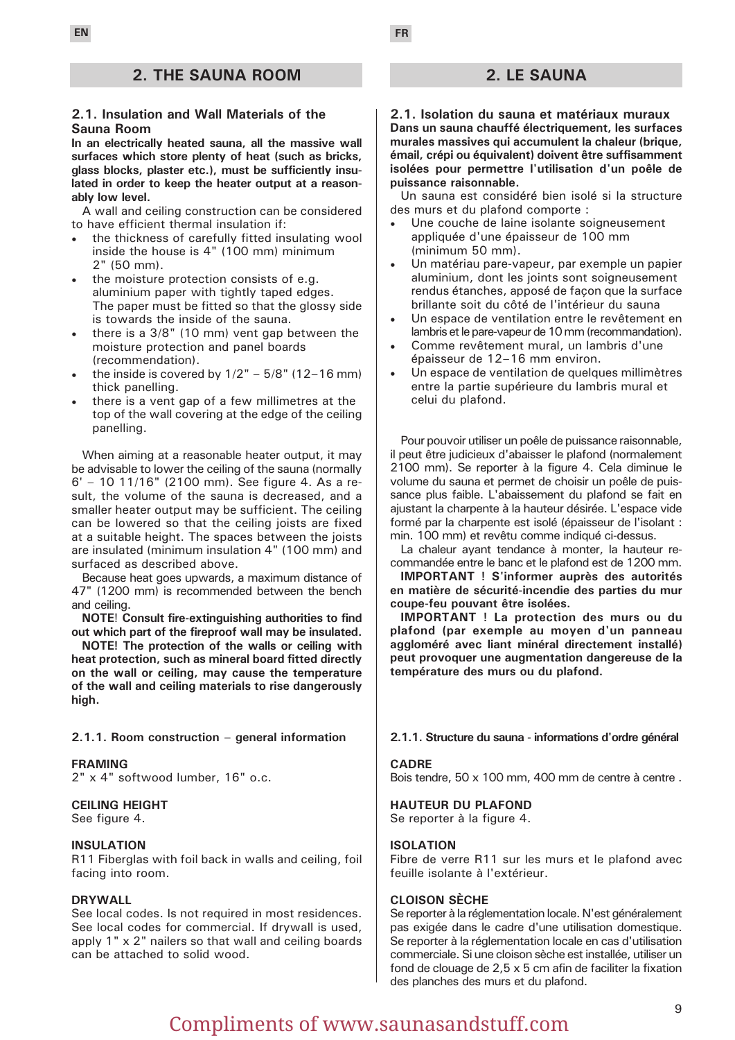EN

## 2. THE SAUNA ROOM

### 2.1. Insulation and Wall Materials of the Sauna Room

**In an electrically heated sauna, all the massive wall surfaces which store plenty of heat (such as bricks, glass blocks, plaster etc.), must be sufficiently insulated in order to keep the heater output at a reasonably low level.**

A wall and ceiling construction can be considered to have efficient thermal insulation if:

- the thickness of carefully fitted insulating wool inside the house is 4" (100 mm) minimum 2" (50 mm).
- the moisture protection consists of e.g. aluminium paper with tightly taped edges. The paper must be fitted so that the glossy side is towards the inside of the sauna.
- there is a 3/8" (10 mm) vent gap between the moisture protection and panel boards (recommendation).
- the inside is covered by 1/2" – 5/8" (12–16 mm) thick panelling.
- there is a vent gap of a few millimetres at the top of the wall covering at the edge of the ceiling panelling.

When aiming at a reasonable heater output, it may be advisable to lower the ceiling of the sauna (normally 6' – 10 11/16" (2100 mm). See figure 4. As a result, the volume of the sauna is decreased, and a smaller heater output may be sufficient. The ceiling can be lowered so that the ceiling joists are fixed at a suitable height. The spaces between the joists are insulated (minimum insulation 4" (100 mm) and surfaced as described above.

Because heat goes upwards, a maximum distance of 47" (1200 mm) is recommended between the bench and ceiling.

**NOTE! Consult fire-extinguishing authorities to find out which part of the fireproof wall may be insulated.**

**NOTE! The protection of the walls or ceiling with heat protection, such as mineral board fitted directly on the wall or ceiling, may cause the temperature of the wall and ceiling materials to rise dangerously high.**

#### 2.1.1. Room construction – general information

**FRAMING**
2" x 4" softwood lumber, 16" o.c.

**CEILING HEIGHT**
See figure 4.

**INSULATION**
R11 Fiberglas with foil back in walls and ceiling, foil facing into room.

**DRYWALL**
See local codes. Is not required in most residences. See local codes for commercial. If drywall is used, apply 1" x 2" nailers so that wall and ceiling boards can be attached to solid wood.

FR

## 2. LE SAUNA

### 2.1. Isolation du sauna et matériaux muraux

**Dans un sauna chauffé électriquement, les surfaces murales massives qui accumulent la chaleur (brique, émail, crépi ou équivalent) doivent être suffisamment isolées pour permettre l'utilisation d'un poêle de puissance raisonnable.**

Un sauna est considéré bien isolé si la structure des murs et du plafond comporte :

- Une couche de laine isolante soigneusement appliquée d'une épaisseur de 100 mm (minimum 50 mm).
- Un matériau pare-vapeur, par exemple un papier aluminium, dont les joints sont soigneusement rendus étanches, apposé de façon que la surface brillante soit du côté de l'intérieur du sauna
- Un espace de ventilation entre le revêtement en lambris et le pare-vapeur de 10 mm (recommandation).
- Comme revêtement mural, un lambris d'une épaisseur de 12–16 mm environ.
- Un espace de ventilation de quelques millimètres entre la partie supérieure du lambris mural et celui du plafond.

Pour pouvoir utiliser un poêle de puissance raisonnable, il peut être judicieux d'abaisser le plafond (normalement 2100 mm). Se reporter à la figure 4. Cela diminue le volume du sauna et permet de choisir un poêle de puissance plus faible. L'abaissement du plafond se fait en ajustant la charpente à la hauteur désirée. L'espace vide formé par la charpente est isolé (épaisseur de l'isolant : min. 100 mm) et revêtu comme indiqué ci-dessus.

La chaleur ayant tendance à monter, la hauteur recommandée entre le banc et le plafond est de 1200 mm.

**IMPORTANT ! S'informer auprès des autorités en matière de sécurité-incendie des parties du mur coupe-feu pouvant être isolées.**

**IMPORTANT ! La protection des murs ou du plafond (par exemple au moyen d'un panneau aggloméré avec liant minéral directement installé) peut provoquer une augmentation dangereuse de la température des murs ou du plafond.**

#### 2.1.1. Structure du sauna - informations d'ordre général

**CADRE**
Bois tendre, 50 x 100 mm, 400 mm de centre à centre .

**HAUTEUR DU PLAFOND**
Se reporter à la figure 4.

**ISOLATION**
Fibre de verre R11 sur les murs et le plafond avec feuille isolante à l'extérieur.

**CLOISON SÈCHE**
Se reporter à la réglementation locale. N'est généralement pas exigée dans le cadre d'une utilisation domestique. Se reporter à la réglementation locale en cas d'utilisation commerciale. Si une cloison sèche est installée, utiliser un fond de clouage de 2,5 x 5 cm afin de faciliter la fixation des planches des murs et du plafond.

Compliments of www.saunasandstuff.com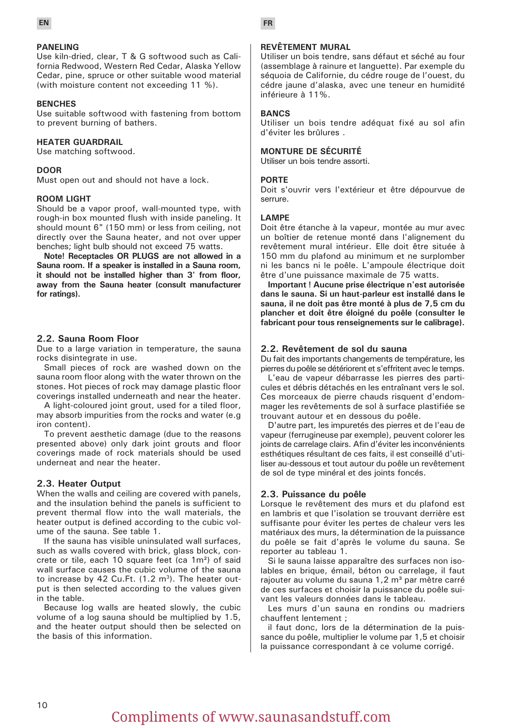EN

### PANELING

Use kiln-dried, clear, T & G softwood such as California Redwood, Western Red Cedar, Alaska Yellow Cedar, pine, spruce or other suitable wood material (with moisture content not exceeding 11 %).

### BENCHES

Use suitable softwood with fastening from bottom to prevent burning of bathers.

### HEATER GUARDRAIL

Use matching softwood.

### DOOR

Must open out and should not have a lock.

### ROOM LIGHT

Should be a vapor proof, wall-mounted type, with rough-in box mounted flush with inside paneling. It should mount 6" (150 mm) or less from ceiling, not directly over the Sauna heater, and not over upper benches; light bulb should not exceed 75 watts.

**Note! Receptacles OR PLUGS are not allowed in a Sauna room. If a speaker is installed in a Sauna room, it should not be installed higher than 3' from floor, away from the Sauna heater (consult manufacturer for ratings).**

## 2.2. Sauna Room Floor

Due to a large variation in temperature, the sauna rocks disintegrate in use.

Small pieces of rock are washed down on the sauna room floor along with the water thrown on the stones. Hot pieces of rock may damage plastic floor coverings installed underneath and near the heater.

A light-coloured joint grout, used for a tiled floor, may absorb impurities from the rocks and water (e.g iron content).

To prevent aesthetic damage (due to the reasons presented above) only dark joint grouts and floor coverings made of rock materials should be used underneath and near the heater.

## 2.3. Heater Output

When the walls and ceiling are covered with panels, and the insulation behind the panels is sufficient to prevent thermal flow into the wall materials, the heater output is defined according to the cubic volume of the sauna. See table 1.

If the sauna has visible uninsulated wall surfaces, such as walls covered with brick, glass block, concrete or tile, each 10 square feet (ca 1m²) of said wall surface causes the cubic volume of the sauna to increase by 42 Cu.Ft. (1.2 m³). The heater output is then selected according to the values given in the table.

Because log walls are heated slowly, the cubic volume of a log sauna should be multiplied by 1.5, and the heater output should then be selected on the basis of this information.

FR

### REVÊTEMENT MURAL

Utiliser un bois tendre, sans défaut et séché au four (assemblage à rainure et languette). Par exemple du séquoia de Californie, du cèdre rouge de l'ouest, du cèdre jaune d'alaska, avec une teneur en humidité inférieure à 11%.

### BANCS

Utiliser un bois tendre adéquat fixé au sol afin d'éviter les brûlures .

### MONTURE DE SÉCURITÉ

Utiliser un bois tendre assorti.

### PORTE

Doit s'ouvrir vers l'extérieur et être dépourvue de serrure.

### LAMPE

Doit être étanche à la vapeur, montée au mur avec un boîtier de retenue monté dans l'alignement du revêtement mural intérieur. Elle doit être située à 150 mm du plafond au minimum et ne surplomber ni les bancs ni le poêle. L'ampoule électrique doit être d'une puissance maximale de 75 watts.

**Important ! Aucune prise électrique n'est autorisée dans le sauna. Si un haut-parleur est installé dans le sauna, il ne doit pas être monté à plus de 7,5 cm du plancher et doit être éloigné du poêle (consulter le fabricant pour tous renseignements sur le calibrage).**

## 2.2. Revêtement de sol du sauna

Du fait des importants changements de température, les pierres du poêle se détériorent et s'effritent avec le temps.

L'eau de vapeur débarrasse les pierres des particules et débris détachés en les entraînant vers le sol. Ces morceaux de pierre chauds risquent d'endommager les revêtements de sol à surface plastifiée se trouvant autour et en dessous du poêle.

D'autre part, les impuretés des pierres et de l'eau de vapeur (ferrugineuse par exemple), peuvent colorer les joints de carrelage clairs. Afin d'éviter les inconvénients esthétiques résultant de ces faits, il est conseillé d'utiliser au-dessous et tout autour du poêle un revêtement de sol de type minéral et des joints foncés.

## 2.3. Puissance du poêle

Lorsque le revêtement des murs et du plafond est en lambris et que l'isolation se trouvant derrière est suffisante pour éviter les pertes de chaleur vers les matériaux des murs, la détermination de la puissance du poêle se fait d'après le volume du sauna. Se reporter au tableau 1.

Si le sauna laisse apparaître des surfaces non isolables en brique, émail, béton ou carrelage, il faut rajouter au volume du sauna 1,2 m³ par mètre carré de ces surfaces et choisir la puissance du poêle suivant les valeurs données dans le tableau.

Les murs d'un sauna en rondins ou madriers chauffent lentement ;

il faut donc, lors de la détermination de la puissance du poêle, multiplier le volume par 1,5 et choisir la puissance correspondant à ce volume corrigé.

Compliments of www.saunasandstuff.com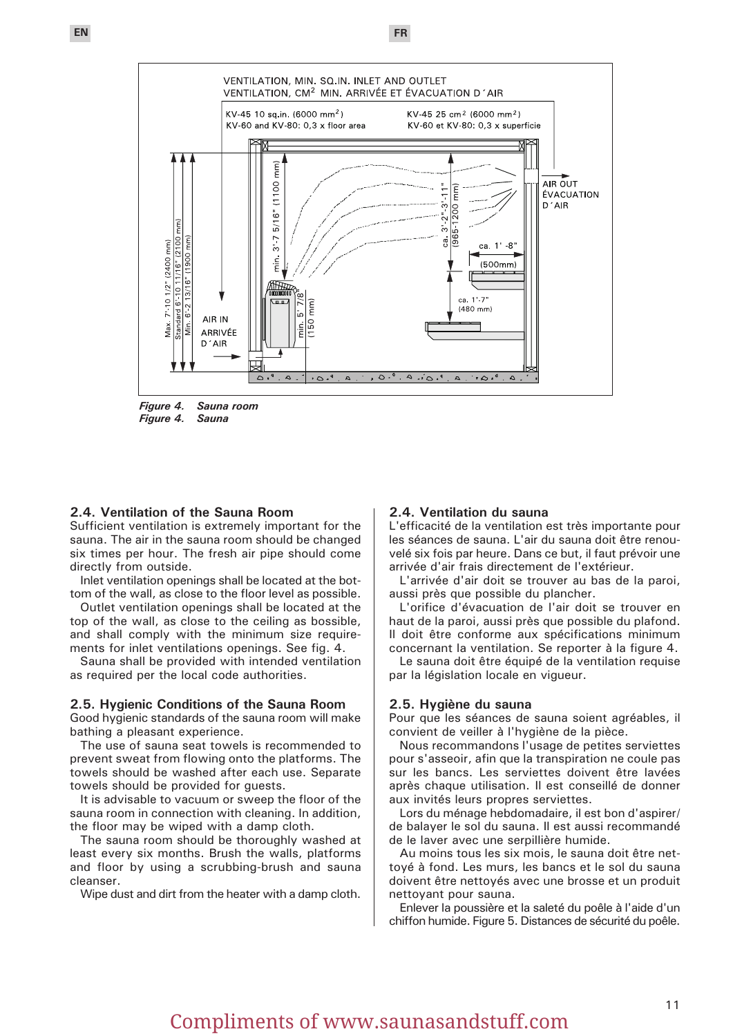VENTILATION, MIN. SQ.IN. INLET AND OUTLET
VENTILATION, CM$^2$ MIN. ARRIVÉE ET ÉVACUATION D´AIR

KV-45 10 sq.in. (6000 mm$^2$)
KV-60 and KV-80: 0,3 x floor area

KV-45 25 cm$^2$ (6000 mm$^2$)
KV-60 et KV-80: 0,3 x superficie

AIR OUT
ÉVACUATION D´AIR

AIR IN
ARRIVÉE D´AIR

Max. 7'-10 1/2" (2400 mm)
Standard 6'-10 11/16" (2100 mm)
Min. 6'-2 13/16" (1900 mm)

min. 3'-7 5/16" (1100 mm)

ca. 3'-2"-3'-11" (965-1200 mm)

ca. 1'-8" (500mm)

ca. 1'-7" (480 mm)

min. 5 7/8" (150 mm)

*Figure 4. Sauna room*
*Figure 4. Sauna*

## 2.4. Ventilation of the Sauna Room

Sufficient ventilation is extremely important for the sauna. The air in the sauna room should be changed six times per hour. The fresh air pipe should come directly from outside.

Inlet ventilation openings shall be located at the bottom of the wall, as close to the floor level as possible.

Outlet ventilation openings shall be located at the top of the wall, as close to the ceiling as bossible, and shall comply with the minimum size requirements for inlet ventilations openings. See fig. 4.

Sauna shall be provided with intended ventilation as required per the local code authorities.

## 2.5. Hygienic Conditions of the Sauna Room

Good hygienic standards of the sauna room will make bathing a pleasant experience.

The use of sauna seat towels is recommended to prevent sweat from flowing onto the platforms. The towels should be washed after each use. Separate towels should be provided for guests.

It is advisable to vacuum or sweep the floor of the sauna room in connection with cleaning. In addition, the floor may be wiped with a damp cloth.

The sauna room should be thoroughly washed at least every six months. Brush the walls, platforms and floor by using a scrubbing-brush and sauna cleanser.

Wipe dust and dirt from the heater with a damp cloth.

## 2.4. Ventilation du sauna

L'efficacité de la ventilation est très importante pour les séances de sauna. L'air du sauna doit être renouvelé six fois par heure. Dans ce but, il faut prévoir une arrivée d'air frais directement de l'extérieur.

L'arrivée d'air doit se trouver au bas de la paroi, aussi près que possible du plancher.

L'orifice d'évacuation de l'air doit se trouver en haut de la paroi, aussi près que possible du plafond. Il doit être conforme aux spécifications minimum concernant la ventilation. Se reporter à la figure 4.

Le sauna doit être équipé de la ventilation requise par la législation locale en vigueur.

## 2.5. Hygiène du sauna

Pour que les séances de sauna soient agréables, il convient de veiller à l'hygiène de la pièce.

Nous recommandons l'usage de petites serviettes pour s'asseoir, afin que la transpiration ne coule pas sur les bancs. Les serviettes doivent être lavées après chaque utilisation. Il est conseillé de donner aux invités leurs propres serviettes.

Lors du ménage hebdomadaire, il est bon d'aspirer/de balayer le sol du sauna. Il est aussi recommandé de le laver avec une serpillière humide.

Au moins tous les six mois, le sauna doit être nettoyé à fond. Les murs, les bancs et le sol du sauna doivent être nettoyés avec une brosse et un produit nettoyant pour sauna.

Enlever la poussière et la saleté du poêle à l'aide d'un chiffon humide. Figure 5. Distances de sécurité du poêle.

Compliments of www.saunasandstuff.com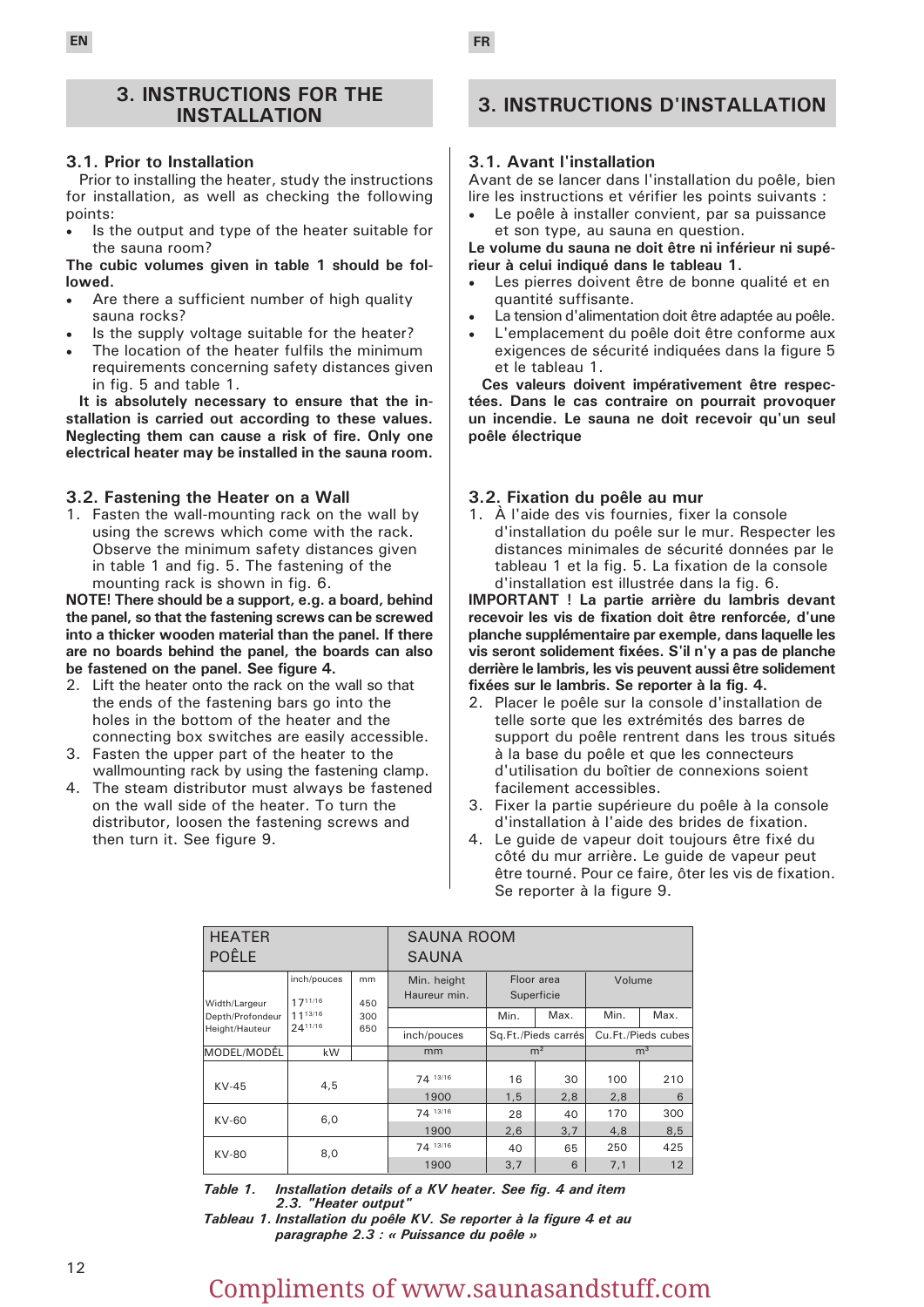## 3. INSTRUCTIONS FOR THE INSTALLATION

### 3.1. Prior to Installation

Prior to installing the heater, study the instructions for installation, as well as checking the following points:

- Is the output and type of the heater suitable for the sauna room?

**The cubic volumes given in table 1 should be followed.**

- Are there a sufficient number of high quality sauna rocks?
- Is the supply voltage suitable for the heater?
- The location of the heater fulfils the minimum requirements concerning safety distances given in fig. 5 and table 1.

**It is absolutely necessary to ensure that the installation is carried out according to these values. Neglecting them can cause a risk of fire. Only one electrical heater may be installed in the sauna room.**

### 3.2. Fastening the Heater on a Wall

1. Fasten the wall-mounting rack on the wall by using the screws which come with the rack. Observe the minimum safety distances given in table 1 and fig. 5. The fastening of the mounting rack is shown in fig. 6.

**NOTE! There should be a support, e.g. a board, behind the panel, so that the fastening screws can be screwed into a thicker wooden material than the panel. If there are no boards behind the panel, the boards can also be fastened on the panel. See figure 4.**

2. Lift the heater onto the rack on the wall so that the ends of the fastening bars go into the holes in the bottom of the heater and the connecting box switches are easily accessible.
3. Fasten the upper part of the heater to the wallmounting rack by using the fastening clamp.
4. The steam distributor must always be fastened on the wall side of the heater. To turn the distributor, loosen the fastening screws and then turn it. See figure 9.

## 3. INSTRUCTIONS D'INSTALLATION

### 3.1. Avant l'installation

Avant de se lancer dans l'installation du poêle, bien lire les instructions et vérifier les points suivants :

- Le poêle à installer convient, par sa puissance et son type, au sauna en question.

**Le volume du sauna ne doit être ni inférieur ni supérieur à celui indiqué dans le tableau 1.**

- Les pierres doivent être de bonne qualité et en quantité suffisante.
- La tension d'alimentation doit être adaptée au poêle.
- L'emplacement du poêle doit être conforme aux exigences de sécurité indiquées dans la figure 5 et le tableau 1.

**Ces valeurs doivent impérativement être respectées. Dans le cas contraire on pourrait provoquer un incendie. Le sauna ne doit recevoir qu'un seul poêle électrique**

### 3.2. Fixation du poêle au mur

1. À l'aide des vis fournies, fixer la console d'installation du poêle sur le mur. Respecter les distances minimales de sécurité données par le tableau 1 et la fig. 5. La fixation de la console d'installation est illustrée dans la fig. 6.

**IMPORTANT ! La partie arrière du lambris devant recevoir les vis de fixation doit être renforcée, d'une planche supplémentaire par exemple, dans laquelle les vis seront solidement fixées. S'il n'y a pas de planche derrière le lambris, les vis peuvent aussi être solidement fixées sur le lambris. Se reporter à la fig. 4.**

2. Placer le poêle sur la console d'installation de telle sorte que les extrémités des barres de support du poêle rentrent dans les trous situés à la base du poêle et que les connecteurs d'utilisation du boîtier de connexions soient facilement accessibles.
3. Fixer la partie supérieure du poêle à la console d'installation à l'aide des brides de fixation.
4. Le guide de vapeur doit toujours être fixé du côté du mur arrière. Le guide de vapeur peut être tourné. Pour ce faire, ôter les vis de fixation. Se reporter à la figure 9.

| HEATER / POÊLE | | | SAUNA ROOM / SAUNA | | | | |
|---|---|---|---|---|---|---|---|
| | inch/pouces | mm | Min. height / Haureur min. | Floor area / Superficie | | Volume | |
| Width/Largeur | 17 11/16 | 450 | | Min. | Max. | Min. | Max. |
| Depth/Profondeur | 11 13/16 | 300 | inch/pouces | Sq.Ft./Pieds carrés | | Cu.Ft./Pieds cubes | |
| Height/Hauteur | 24 11/16 | 650 | | | | | |
| MODEL/MODÈL | kW | | mm | m² | | m³ | |
| KV-45 | 4,5 | | 74 13/16 | 16 | 30 | 100 | 210 |
| | | | 1900 | 1,5 | 2,8 | 2,8 | 6 |
| KV-60 | 6,0 | | 74 13/16 | 28 | 40 | 170 | 300 |
| | | | 1900 | 2,6 | 3,7 | 4,8 | 8,5 |
| KV-80 | 8,0 | | 74 13/16 | 40 | 65 | 250 | 425 |
| | | | 1900 | 3,7 | 6 | 7,1 | 12 |

*Table 1. Installation details of a KV heater. See fig. 4 and item 2.3. "Heater output"*

*Tableau 1. Installation du poêle KV. Se reporter à la figure 4 et au paragraphe 2.3 : « Puissance du poêle »*

Compliments of www.saunasandstuff.com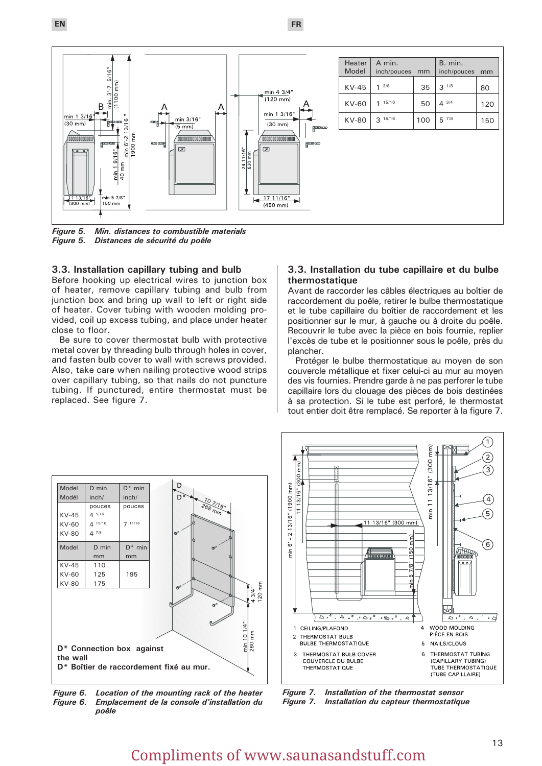| Heater Model | A min. inch/pouces | mm | B. min. inch/pouces | mm |
|---|---|---|---|---|
| KV-45 | 1 3/8 | 35 | 3 1/8 | 80 |
| KV-60 | 1 15/16 | 50 | 4 3/4 | 120 |
| KV-80 | 3 15/16 | 100 | 5 7/8 | 150 |

*Figure 5. Min. distances to combustible materials*
*Figure 5. Distances de sécurité du poêle*

## 3.3. Installation capillary tubing and bulb

Before hooking up electrical wires to junction box of heater, remove capillary tubing and bulb from junction box and bring up wall to left or right side of heater. Cover tubing with wooden molding provided, coil up excess tubing, and place under heater close to floor.

Be sure to cover thermostat bulb with protective metal cover by threading bulb through holes in cover, and fasten bulb cover to wall with screws provided. Also, take care when nailing protective wood strips over capillary tubing, so that nails do not puncture tubing. If punctured, entire thermostat must be replaced. See figure 7.

## 3.3. Installation du tube capillaire et du bulbe thermostatique

Avant de raccorder les câbles électriques au boîtier de raccordement du poêle, retirer le bulbe thermostatique et le tube capillaire du boîtier de raccordement et les positionner sur le mur, à gauche ou à droite du poêle. Recouvrir le tube avec la pièce en bois fournie, replier l'excès de tube et le positionner sous le poêle, près du plancher.

Protéger le bulbe thermostatique au moyen de son couvercle métallique et fixer celui-ci au mur au moyen des vis fournies. Prendre garde à ne pas perforer le tube capillaire lors du clouage des pièces de bois destinées à sa protection. Si le tube est perforé, le thermostat tout entier doit être remplacé. Se reporter à la figure 7.

| Model Modél | D min inch/ pouces | D* min inch/ pouces |
|---|---|---|
| KV-45 | 4 5/16 | |
| KV-60 | 4 15/16 | 7 11/16 |
| KV-80 | 4 7/8 | |

| Model | D min mm | D* min mm |
|---|---|---|
| KV-45 | 110 | |
| KV-60 | 125 | 195 |
| KV-80 | 175 | |

**D\* Connection box against the wall**
**D\* Boîtier de raccordement fixé au mur.**

*Figure 6. Location of the mounting rack of the heater*
*Figure 6. Emplacement de la console d'installation du poêle*

1. CEILING/PLAFOND
2. THERMOSTAT BULB / BULBE THERMOSTATIQUE
3. THERMOSTAT BULB COVER / COUVERCLE DU BULBE THERMOSTATIQUE
4. WOOD MOLDING / PIÈCE EN BOIS
5. NAILS/CLOUS
6. THERMOSTAT TUBING (CAPILLARY TUBING) / TUBE THERMOSTATIQUE (TUBE CAPILLAIRE)

*Figure 7. Installation of the thermostat sensor*
*Figure 7. Installation du capteur thermostatique*

Compliments of www.saunasandstuff.com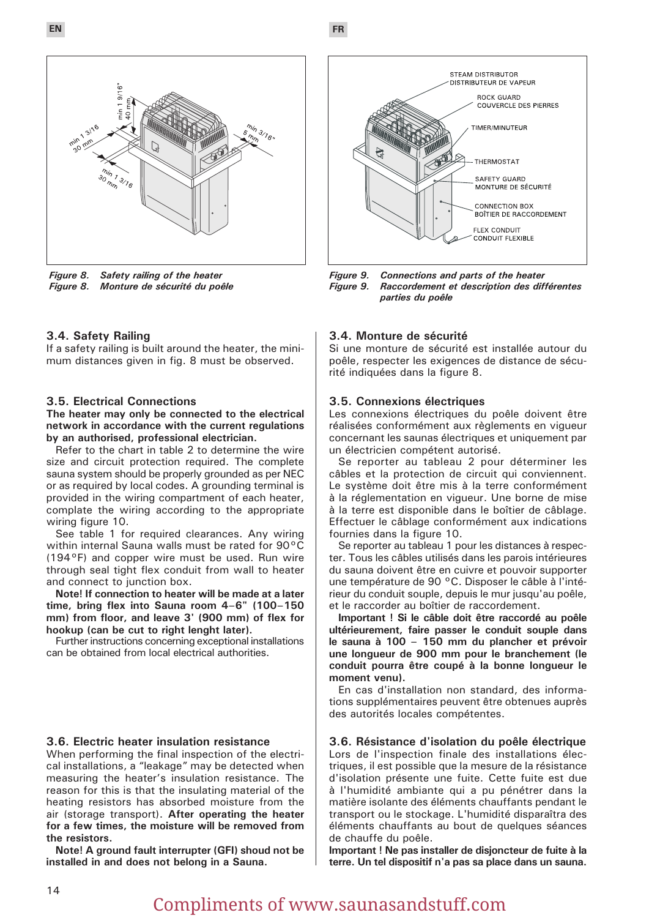Figure 8. Safety railing of the heater
Figure 8. Monture de sécurité du poêle

Figure 9. Connections and parts of the heater
Figure 9. Raccordement et description des différentes parties du poêle

### 3.4. Safety Railing

If a safety railing is built around the heater, the minimum distances given in fig. 8 must be observed.

### 3.5. Electrical Connections

**The heater may only be connected to the electrical network in accordance with the current regulations by an authorised, professional electrician.**

Refer to the chart in table 2 to determine the wire size and circuit protection required. The complete sauna system should be properly grounded as per NEC or as required by local codes. A grounding terminal is provided in the wiring compartment of each heater, complate the wiring according to the appropriate wiring figure 10.

See table 1 for required clearances. Any wiring within internal Sauna walls must be rated for 90°C (194°F) and copper wire must be used. Run wire through seal tight flex conduit from wall to heater and connect to junction box.

**Note! If connection to heater will be made at a later time, bring flex into Sauna room 4–6" (100–150 mm) from floor, and leave 3' (900 mm) of flex for hookup (can be cut to right lenght later).**

Further instructions concerning exceptional installations can be obtained from local electrical authorities.

### 3.6. Electric heater insulation resistance

When performing the final inspection of the electrical installations, a "leakage" may be detected when measuring the heater's insulation resistance. The reason for this is that the insulating material of the heating resistors has absorbed moisture from the air (storage transport). **After operating the heater for a few times, the moisture will be removed from the resistors.**

**Note! A ground fault interrupter (GFI) shoud not be installed in and does not belong in a Sauna.**

### 3.4. Monture de sécurité

Si une monture de sécurité est installée autour du poêle, respecter les exigences de distance de sécurité indiquées dans la figure 8.

### 3.5. Connexions électriques

Les connexions électriques du poêle doivent être réalisées conformément aux règlements en vigueur concernant les saunas électriques et uniquement par un électricien compétent autorisé.

Se reporter au tableau 2 pour déterminer les câbles et la protection de circuit qui conviennent. Le système doit être mis à la terre conformément à la réglementation en vigueur. Une borne de mise à la terre est disponible dans le boîtier de câblage. Effectuer le câblage conformément aux indications fournies dans la figure 10.

Se reporter au tableau 1 pour les distances à respecter. Tous les câbles utilisés dans les parois intérieures du sauna doivent être en cuivre et pouvoir supporter une température de 90 °C. Disposer le câble à l'intérieur du conduit souple, depuis le mur jusqu'au poêle, et le raccorder au boîtier de raccordement.

**Important ! Si le câble doit être raccordé au poêle ultérieurement, faire passer le conduit souple dans le sauna à 100 – 150 mm du plancher et prévoir une longueur de 900 mm pour le branchement (le conduit pourra être coupé à la bonne longueur le moment venu).**

En cas d'installation non standard, des informations supplémentaires peuvent être obtenues auprès des autorités locales compétentes.

### 3.6. Résistance d'isolation du poêle électrique

Lors de l'inspection finale des installations électriques, il est possible que la mesure de la résistance d'isolation présente une fuite. Cette fuite est due à l'humidité ambiante qui a pu pénétrer dans la matière isolante des éléments chauffants pendant le transport ou le stockage. L'humidité disparaîtra des éléments chauffants au bout de quelques séances de chauffe du poêle.

**Important ! Ne pas installer de disjoncteur de fuite à la terre. Un tel dispositif n'a pas sa place dans un sauna.**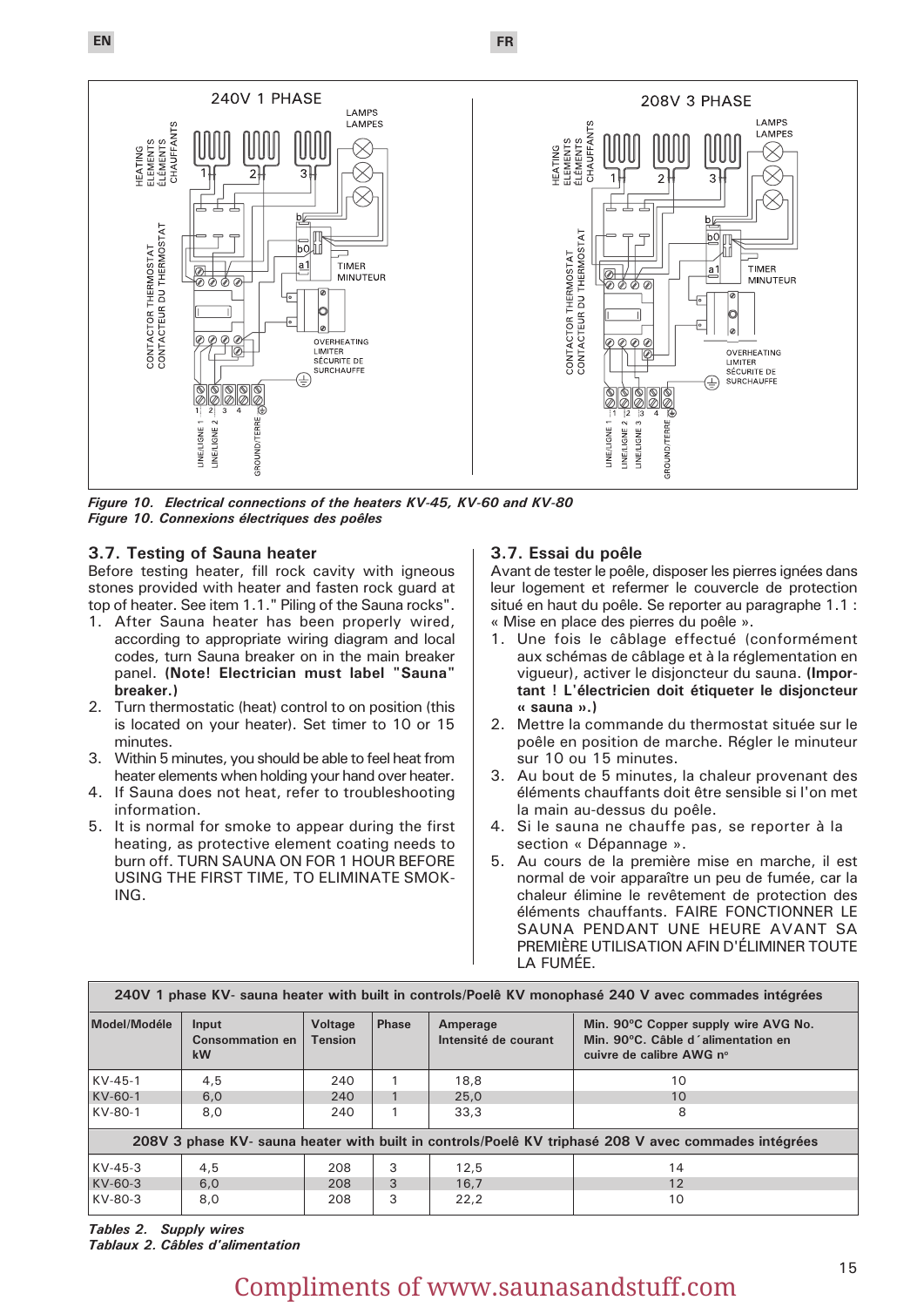*Figure 10. Electrical connections of the heaters KV-45, KV-60 and KV-80*
*Figure 10. Connexions électriques des poêles*

## 3.7. Testing of Sauna heater

Before testing heater, fill rock cavity with igneous stones provided with heater and fasten rock guard at top of heater. See item 1.1." Piling of the Sauna rocks".

1. After Sauna heater has been properly wired, according to appropriate wiring diagram and local codes, turn Sauna breaker on in the main breaker panel. **(Note! Electrician must label "Sauna" breaker.)**
2. Turn thermostatic (heat) control to on position (this is located on your heater). Set timer to 10 or 15 minutes.
3. Within 5 minutes, you should be able to feel heat from heater elements when holding your hand over heater.
4. If Sauna does not heat, refer to troubleshooting information.
5. It is normal for smoke to appear during the first heating, as protective element coating needs to burn off. TURN SAUNA ON FOR 1 HOUR BEFORE USING THE FIRST TIME, TO ELIMINATE SMOKING.

## 3.7. Essai du poêle

Avant de tester le poêle, disposer les pierres ignées dans leur logement et refermer le couvercle de protection situé en haut du poêle. Se reporter au paragraphe 1.1 : « Mise en place des pierres du poêle ».

1. Une fois le câblage effectué (conformément aux schémas de câblage et à la réglementation en vigueur), activer le disjoncteur du sauna. **(Important ! L'électricien doit étiqueter le disjoncteur « sauna ».)**
2. Mettre la commande du thermostat située sur le poêle en position de marche. Régler le minuteur sur 10 ou 15 minutes.
3. Au bout de 5 minutes, la chaleur provenant des éléments chauffants doit être sensible si l'on met la main au-dessus du poêle.
4. Si le sauna ne chauffe pas, se reporter à la section « Dépannage ».
5. Au cours de la première mise en marche, il est normal de voir apparaître un peu de fumée, car la chaleur élimine le revêtement de protection des éléments chauffants. FAIRE FONCTIONNER LE SAUNA PENDANT UNE HEURE AVANT SA PREMIÈRE UTILISATION AFIN D'ÉLIMINER TOUTE LA FUMÉE.

| 240V 1 phase KV- sauna heater with built in controls/Poelê KV monophasé 240 V avec commades intégrées | | | | | |
|---|---|---|---|---|---|
| **Model/Modéle** | **Input Consommation en kW** | **Voltage Tension** | **Phase** | **Amperage Intensité de courant** | **Min. 90°C Copper supply wire AVG No. Min. 90°C. Câble d´alimentation en cuivre de calibre AWG n°** |
| KV-45-1 | 4,5 | 240 | 1 | 18,8 | 10 |
| KV-60-1 | 6,0 | 240 | 1 | 25,0 | 10 |
| KV-80-1 | 8,0 | 240 | 1 | 33,3 | 8 |
| **208V 3 phase KV- sauna heater with built in controls/Poelê KV triphasé 208 V avec commades intégrées** | | | | | |
| KV-45-3 | 4,5 | 208 | 3 | 12,5 | 14 |
| KV-60-3 | 6,0 | 208 | 3 | 16,7 | 12 |
| KV-80-3 | 8,0 | 208 | 3 | 22,2 | 10 |

*Tables 2. Supply wires*
*Tablaux 2. Câbles d'alimentation*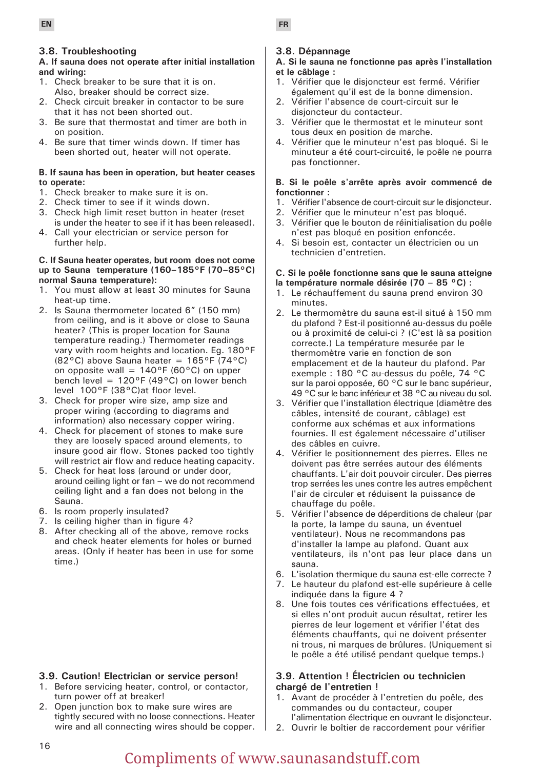EN

## 3.8. Troubleshooting

**A. If sauna does not operate after initial installation and wiring:**

1. Check breaker to be sure that it is on. Also, breaker should be correct size.
2. Check circuit breaker in contactor to be sure that it has not been shorted out.
3. Be sure that thermostat and timer are both in on position.
4. Be sure that timer winds down. If timer has been shorted out, heater will not operate.

**B. If sauna has been in operation, but heater ceases to operate:**

1. Check breaker to make sure it is on.
2. Check timer to see if it winds down.
3. Check high limit reset button in heater (reset is under the heater to see if it has been released).
4. Call your electrician or service person for further help.

**C. If Sauna heater operates, but room does not come up to Sauna temperature (160–185°F (70–85°C) normal Sauna temperature):**

1. You must allow at least 30 minutes for Sauna heat-up time.
2. Is Sauna thermometer located 6" (150 mm) from ceiling, and is it above or close to Sauna heater? (This is proper location for Sauna temperature reading.) Thermometer readings vary with room heights and location. Eg. 180°F (82°C) above Sauna heater = 165°F (74°C) on opposite wall = 140°F (60°C) on upper bench level = 120°F (49°C) on lower bench level 100°F (38°C)at floor level.
3. Check for proper wire size, amp size and proper wiring (according to diagrams and information) also necessary copper wiring.
4. Check for placement of stones to make sure they are loosely spaced around elements, to insure good air flow. Stones packed too tightly will restrict air flow and reduce heating capacity.
5. Check for heat loss (around or under door, around ceiling light or fan – we do not recommend ceiling light and a fan does not belong in the Sauna.
6. Is room properly insulated?
7. Is ceiling higher than in figure 4?
8. After checking all of the above, remove rocks and check heater elements for holes or burned areas. (Only if heater has been in use for some time.)

## 3.9. Caution! Electrician or service person!

1. Before servicing heater, control, or contactor, turn power off at breaker!
2. Open junction box to make sure wires are tightly secured with no loose connections. Heater wire and all connecting wires should be copper.

FR

## 3.8. Dépannage

**A. Si le sauna ne fonctionne pas après l'installation et le câblage :**

1. Vérifier que le disjoncteur est fermé. Vérifier également qu'il est de la bonne dimension.
2. Vérifier l'absence de court-circuit sur le disjoncteur du contacteur.
3. Vérifier que le thermostat et le minuteur sont tous deux en position de marche.
4. Vérifier que le minuteur n'est pas bloqué. Si le minuteur a été court-circuité, le poêle ne pourra pas fonctionner.

**B. Si le poêle s'arrête après avoir commencé de fonctionner :**

1. Vérifier l'absence de court-circuit sur le disjoncteur.
2. Vérifier que le minuteur n'est pas bloqué.
3. Vérifier que le bouton de réinitialisation du poêle n'est pas bloqué en position enfoncée.
4. Si besoin est, contacter un électricien ou un technicien d'entretien.

**C. Si le poêle fonctionne sans que le sauna atteigne la température normale désirée (70 – 85 °C) :**

1. Le réchauffement du sauna prend environ 30 minutes.
2. Le thermomètre du sauna est-il situé à 150 mm du plafond ? Est-il positionné au-dessus du poêle ou à proximité de celui-ci ? (C'est là sa position correcte.) La température mesurée par le thermomètre varie en fonction de son emplacement et de la hauteur du plafond. Par exemple : 180 °C au-dessus du poêle, 74 °C sur la paroi opposée, 60 °C sur le banc supérieur, 49 °C sur le banc inférieur et 38 °C au niveau du sol.
3. Vérifier que l'installation électrique (diamètre des câbles, intensité de courant, câblage) est conforme aux schémas et aux informations fournies. Il est également nécessaire d'utiliser des câbles en cuivre.
4. Vérifier le positionnement des pierres. Elles ne doivent pas être serrées autour des éléments chauffants. L'air doit pouvoir circuler. Des pierres trop serrées les unes contre les autres empêchent l'air de circuler et réduisent la puissance de chauffage du poêle.
5. Vérifier l'absence de déperditions de chaleur (par la porte, la lampe du sauna, un éventuel ventilateur). Nous ne recommandons pas d'installer la lampe au plafond. Quant aux ventilateurs, ils n'ont pas leur place dans un sauna.
6. L'isolation thermique du sauna est-elle correcte ?
7. Le hauteur du plafond est-elle supérieure à celle indiquée dans la figure 4 ?
8. Une fois toutes ces vérifications effectuées, et si elles n'ont produit aucun résultat, retirer les pierres de leur logement et vérifier l'état des éléments chauffants, qui ne doivent présenter ni trous, ni marques de brûlures. (Uniquement si le poêle a été utilisé pendant quelque temps.)

## 3.9. Attention ! Électricien ou technicien chargé de l'entretien !

1. Avant de procéder à l'entretien du poêle, des commandes ou du contacteur, couper l'alimentation électrique en ouvrant le disjoncteur.
2. Ouvrir le boîtier de raccordement pour vérifier

Compliments of www.saunasandstuff.com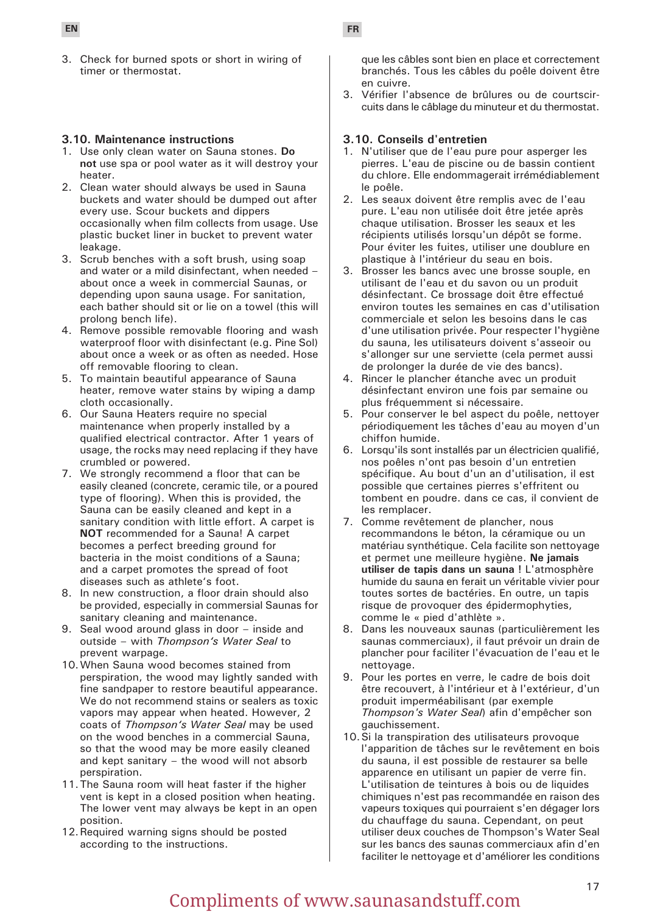3. Check for burned spots or short in wiring of timer or thermostat.

### 3.10. Maintenance instructions

1. Use only clean water on Sauna stones. **Do not** use spa or pool water as it will destroy your heater.
2. Clean water should always be used in Sauna buckets and water should be dumped out after every use. Scour buckets and dippers occasionally when film collects from usage. Use plastic bucket liner in bucket to prevent water leakage.
3. Scrub benches with a soft brush, using soap and water or a mild disinfectant, when needed – about once a week in commercial Saunas, or depending upon sauna usage. For sanitation, each bather should sit or lie on a towel (this will prolong bench life).
4. Remove possible removable flooring and wash waterproof floor with disinfectant (e.g. Pine Sol) about once a week or as often as needed. Hose off removable flooring to clean.
5. To maintain beautiful appearance of Sauna heater, remove water stains by wiping a damp cloth occasionally.
6. Our Sauna Heaters require no special maintenance when properly installed by a qualified electrical contractor. After 1 years of usage, the rocks may need replacing if they have crumbled or powered.
7. We strongly recommend a floor that can be easily cleaned (concrete, ceramic tile, or a poured type of flooring). When this is provided, the Sauna can be easily cleaned and kept in a sanitary condition with little effort. A carpet is **NOT** recommended for a Sauna! A carpet becomes a perfect breeding ground for bacteria in the moist conditions of a Sauna; and a carpet promotes the spread of foot diseases such as athlete's foot.
8. In new construction, a floor drain should also be provided, especially in commercial Saunas for sanitary cleaning and maintenance.
9. Seal wood around glass in door – inside and outside – with *Thompson's Water Seal* to prevent warpage.
10. When Sauna wood becomes stained from perspiration, the wood may lightly sanded with fine sandpaper to restore beautiful appearance. We do not recommend stains or sealers as toxic vapors may appear when heated. However, 2 coats of *Thompson's Water Seal* may be used on the wood benches in a commercial Sauna, so that the wood may be more easily cleaned and kept sanitary – the wood will not absorb perspiration.
11. The Sauna room will heat faster if the higher vent is kept in a closed position when heating. The lower vent may always be kept in an open position.
12. Required warning signs should be posted according to the instructions.

que les câbles sont bien en place et correctement branchés. Tous les câbles du poêle doivent être en cuivre.

3. Vérifier l'absence de brûlures ou de courtscircuits dans le câblage du minuteur et du thermostat.

### 3.10. Conseils d'entretien

1. N'utiliser que de l'eau pure pour asperger les pierres. L'eau de piscine ou de bassin contient du chlore. Elle endommagerait irrémédiablement le poêle.
2. Les seaux doivent être remplis avec de l'eau pure. L'eau non utilisée doit être jetée après chaque utilisation. Brosser les seaux et les récipients utilisés lorsqu'un dépôt se forme. Pour éviter les fuites, utiliser une doublure en plastique à l'intérieur du seau en bois.
3. Brosser les bancs avec une brosse souple, en utilisant de l'eau et du savon ou un produit désinfectant. Ce brossage doit être effectué environ toutes les semaines en cas d'utilisation commerciale et selon les besoins dans le cas d'une utilisation privée. Pour respecter l'hygiène du sauna, les utilisateurs doivent s'asseoir ou s'allonger sur une serviette (cela permet aussi de prolonger la durée de vie des bancs).
4. Rincer le plancher étanche avec un produit désinfectant environ une fois par semaine ou plus fréquemment si nécessaire.
5. Pour conserver le bel aspect du poêle, nettoyer périodiquement les tâches d'eau au moyen d'un chiffon humide.
6. Lorsqu'ils sont installés par un électricien qualifié, nos poêles n'ont pas besoin d'un entretien spécifique. Au bout d'un an d'utilisation, il est possible que certaines pierres s'effritent ou tombent en poudre. dans ce cas, il convient de les remplacer.
7. Comme revêtement de plancher, nous recommandons le béton, la céramique ou un matériau synthétique. Cela facilite son nettoyage et permet une meilleure hygiène. **Ne jamais utiliser de tapis dans un sauna** ! L'atmosphère humide du sauna en ferait un véritable vivier pour toutes sortes de bactéries. En outre, un tapis risque de provoquer des épidermophyties, comme le « pied d'athlète ».
8. Dans les nouveaux saunas (particulièrement les saunas commerciaux), il faut prévoir un drain de plancher pour faciliter l'évacuation de l'eau et le nettoyage.
9. Pour les portes en verre, le cadre de bois doit être recouvert, à l'intérieur et à l'extérieur, d'un produit imperméabilisant (par exemple *Thompson's Water Seal*) afin d'empêcher son gauchissement.
10. Si la transpiration des utilisateurs provoque l'apparition de tâches sur le revêtement en bois du sauna, il est possible de restaurer sa belle apparence en utilisant un papier de verre fin. L'utilisation de teintures à bois ou de liquides chimiques n'est pas recommandée en raison des vapeurs toxiques qui pourraient s'en dégager lors du chauffage du sauna. Cependant, on peut utiliser deux couches de Thompson's Water Seal sur les bancs des saunas commerciaux afin d'en faciliter le nettoyage et d'améliorer les conditions

Compliments of www.saunasandstuff.com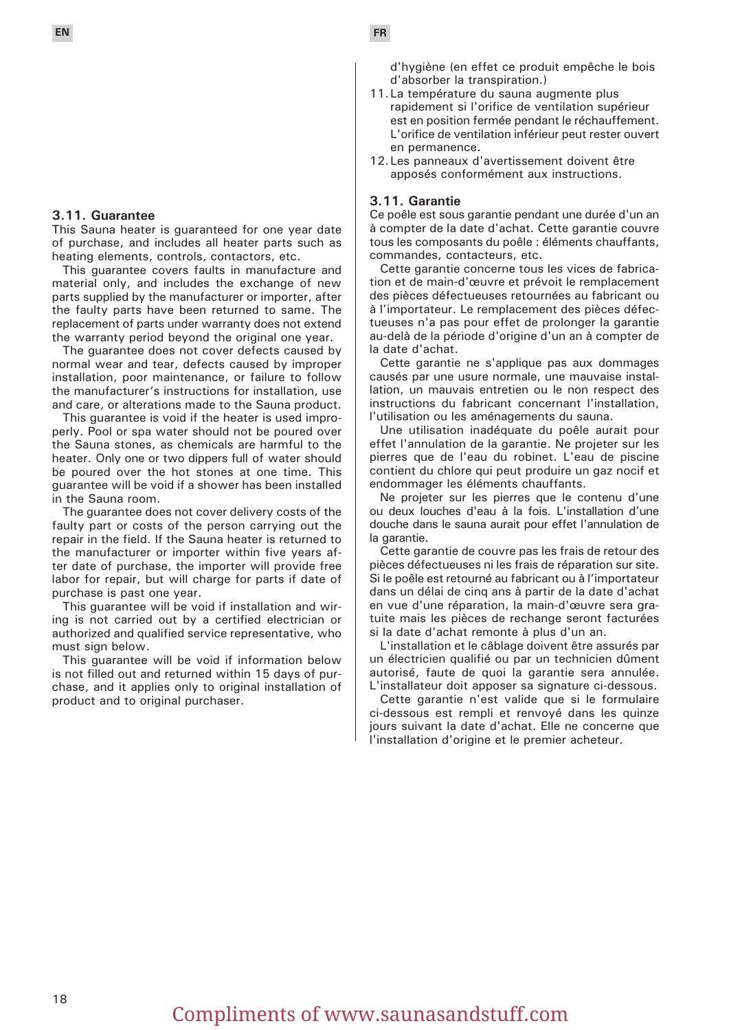### 3.11. Guarantee

This Sauna heater is guaranteed for one year date of purchase, and includes all heater parts such as heating elements, controls, contactors, etc.

This guarantee covers faults in manufacture and material only, and includes the exchange of new parts supplied by the manufacturer or importer, after the faulty parts have been returned to same. The replacement of parts under warranty does not extend the warranty period beyond the original one year.

The guarantee does not cover defects caused by normal wear and tear, defects caused by improper installation, poor maintenance, or failure to follow the manufacturer's instructions for installation, use and care, or alterations made to the Sauna product.

This guarantee is void if the heater is used improperly. Pool or spa water should not be poured over the Sauna stones, as chemicals are harmful to the heater. Only one or two dippers full of water should be poured over the hot stones at one time. This guarantee will be void if a shower has been installed in the Sauna room.

The guarantee does not cover delivery costs of the faulty part or costs of the person carrying out the repair in the field. If the Sauna heater is returned to the manufacturer or importer within five years after date of purchase, the importer will provide free labor for repair, but will charge for parts if date of purchase is past one year.

This guarantee will be void if installation and wiring is not carried out by a certified electrician or authorized and qualified service representative, who must sign below.

This guarantee will be void if information below is not filled out and returned within 15 days of purchase, and it applies only to original installation of product and to original purchaser.

d'hygiène (en effet ce produit empêche le bois d'absorber la transpiration.)

11. La température du sauna augmente plus rapidement si l'orifice de ventilation supérieur est en position fermée pendant le réchauffement. L'orifice de ventilation inférieur peut rester ouvert en permanence.
12. Les panneaux d'avertissement doivent être apposés conformément aux instructions.

### 3.11. Garantie

Ce poêle est sous garantie pendant une durée d'un an à compter de la date d'achat. Cette garantie couvre tous les composants du poêle : éléments chauffants, commandes, contacteurs, etc.

Cette garantie concerne tous les vices de fabrication et de main-d'œuvre et prévoit le remplacement des pièces défectueuses retournées au fabricant ou à l'importateur. Le remplacement des pièces défectueuses n'a pas pour effet de prolonger la garantie au-delà de la période d'origine d'un an à compter de la date d'achat.

Cette garantie ne s'applique pas aux dommages causés par une usure normale, une mauvaise installation, un mauvais entretien ou le non respect des instructions du fabricant concernant l'installation, l'utilisation ou les aménagements du sauna.

Une utilisation inadéquate du poêle aurait pour effet l'annulation de la garantie. Ne projeter sur les pierres que de l'eau du robinet. L'eau de piscine contient du chlore qui peut produire un gaz nocif et endommager les éléments chauffants.

Ne projeter sur les pierres que le contenu d'une ou deux louches d'eau à la fois. L'installation d'une douche dans le sauna aurait pour effet l'annulation de la garantie.

Cette garantie de couvre pas les frais de retour des pièces défectueuses ni les frais de réparation sur site. Si le poêle est retourné au fabricant ou à l'importateur dans un délai de cinq ans à partir de la date d'achat en vue d'une réparation, la main-d'œuvre sera gratuite mais les pièces de rechange seront facturées si la date d'achat remonte à plus d'un an.

L'installation et le câblage doivent être assurés par un électricien qualifié ou par un technicien dûment autorisé, faute de quoi la garantie sera annulée. L'installateur doit apposer sa signature ci-dessous.

Cette garantie n'est valide que si le formulaire ci-dessous est rempli et renvoyé dans les quinze jours suivant la date d'achat. Elle ne concerne que l'installation d'origine et le premier acheteur.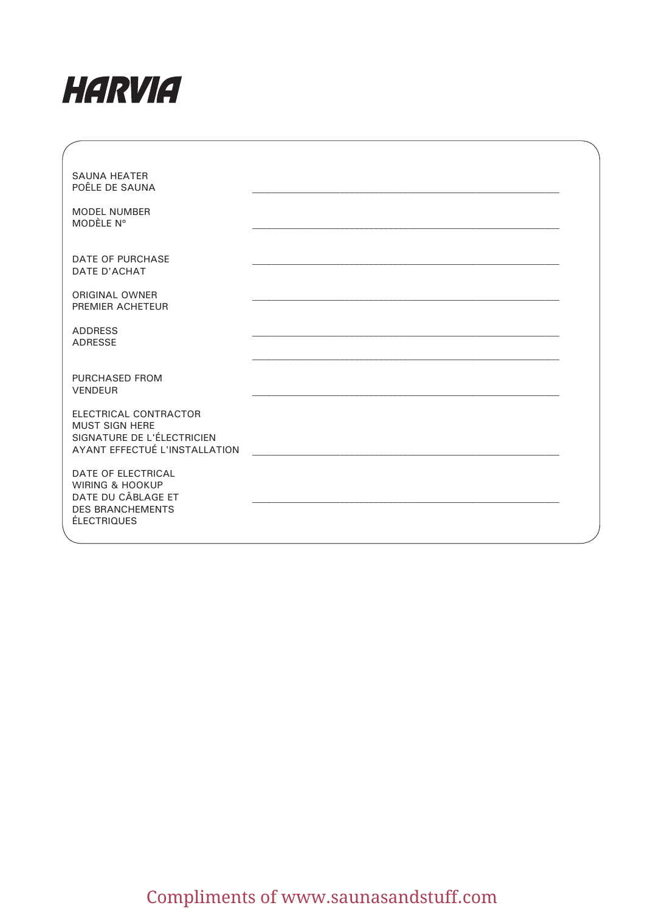# HARVIA

| | |
|---|---|
| SAUNA HEATER<br>POÊLE DE SAUNA | ____________________ |
| MODEL NUMBER<br>MODÈLE Nº | ____________________ |
| DATE OF PURCHASE<br>DATE D'ACHAT | ____________________ |
| ORIGINAL OWNER<br>PREMIER ACHETEUR | ____________________ |
| ADDRESS<br>ADRESSE | ____________________<br>____________________ |
| PURCHASED FROM<br>VENDEUR | ____________________ |
| ELECTRICAL CONTRACTOR<br>MUST SIGN HERE<br>SIGNATURE DE L'ÉLECTRICIEN<br>AYANT EFFECTUÉ L'INSTALLATION | ____________________ |
| DATE OF ELECTRICAL<br>WIRING & HOOKUP<br>DATE DU CÂBLAGE ET<br>DES BRANCHEMENTS<br>ÉLECTRIQUES | ____________________ |

Compliments of www.saunasandstuff.com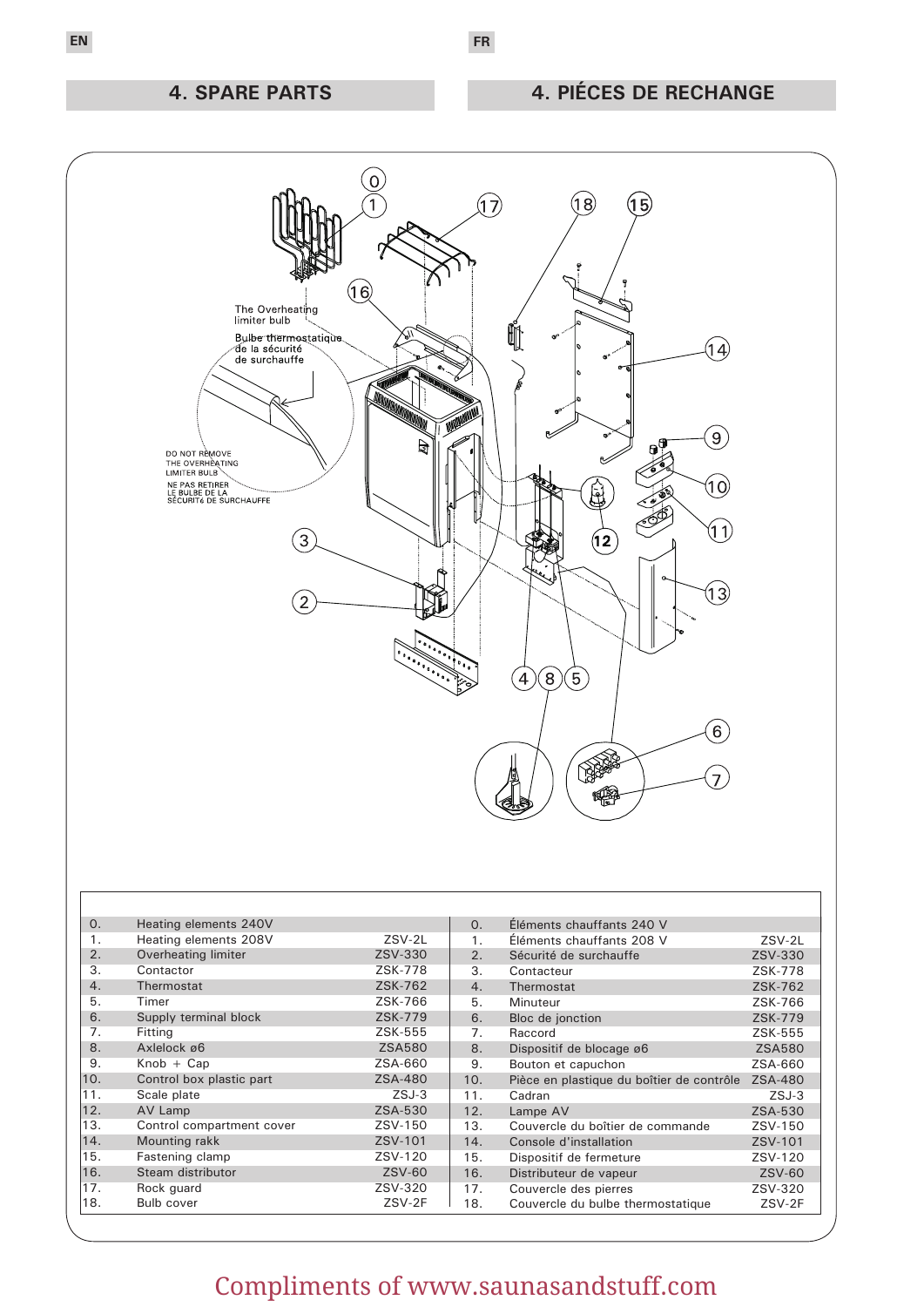EN

## 4. SPARE PARTS

FR

## 4. PIÉCES DE RECHANGE

The Overheating limiter bulb

Bulbe thermostatique de la sécurité de surchauffe

DO NOT REMOVE THE OVERHEATING LIMITER BULB

NE PAS RETIRER LE BULBE DE LA SÉCURITé DE SURCHAUFFE

| | | | | | |
|---|---|---|---|---|---|
| 0. | Heating elements 240V | | 0. | Éléments chauffants 240 V | |
| 1. | Heating elements 208V | ZSV-2L | 1. | Éléments chauffants 208 V | ZSV-2L |
| 2. | Overheating limiter | ZSV-330 | 2. | Sécurité de surchauffe | ZSV-330 |
| 3. | Contactor | ZSK-778 | 3. | Contacteur | ZSK-778 |
| 4. | Thermostat | ZSK-762 | 4. | Thermostat | ZSK-762 |
| 5. | Timer | ZSK-766 | 5. | Minuteur | ZSK-766 |
| 6. | Supply terminal block | ZSK-779 | 6. | Bloc de jonction | ZSK-779 |
| 7. | Fitting | ZSK-555 | 7. | Raccord | ZSK-555 |
| 8. | Axlelock ø6 | ZSA580 | 8. | Dispositif de blocage ø6 | ZSA580 |
| 9. | Knob + Cap | ZSA-660 | 9. | Bouton et capuchon | ZSA-660 |
| 10. | Control box plastic part | ZSA-480 | 10. | Pièce en plastique du boîtier de contrôle | ZSA-480 |
| 11. | Scale plate | ZSJ-3 | 11. | Cadran | ZSJ-3 |
| 12. | AV Lamp | ZSA-530 | 12. | Lampe AV | ZSA-530 |
| 13. | Control compartment cover | ZSV-150 | 13. | Couvercle du boîtier de commande | ZSV-150 |
| 14. | Mounting rakk | ZSV-101 | 14. | Console d'installation | ZSV-101 |
| 15. | Fastening clamp | ZSV-120 | 15. | Dispositif de fermeture | ZSV-120 |
| 16. | Steam distributor | ZSV-60 | 16. | Distributeur de vapeur | ZSV-60 |
| 17. | Rock guard | ZSV-320 | 17. | Couvercle des pierres | ZSV-320 |
| 18. | Bulb cover | ZSV-2F | 18. | Couvercle du bulbe thermostatique | ZSV-2F |

Compliments of www.saunasandstuff.com